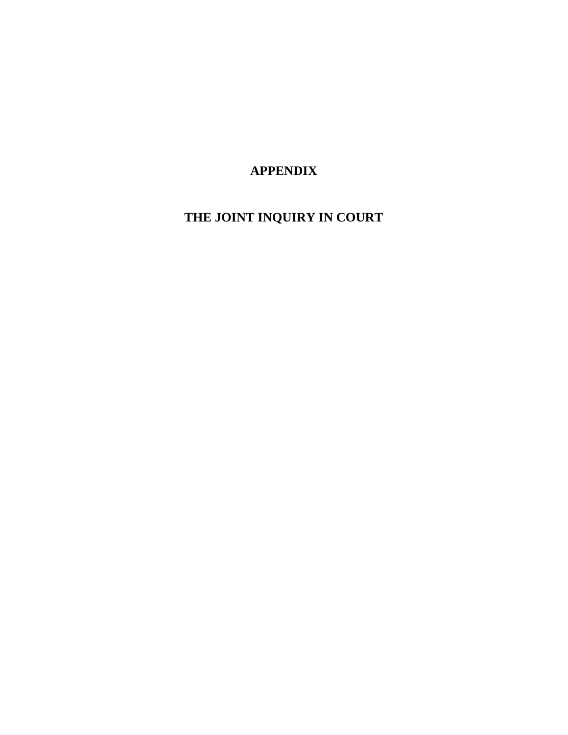# APPENDIX

# THE JOINT INQUIRY IN COURT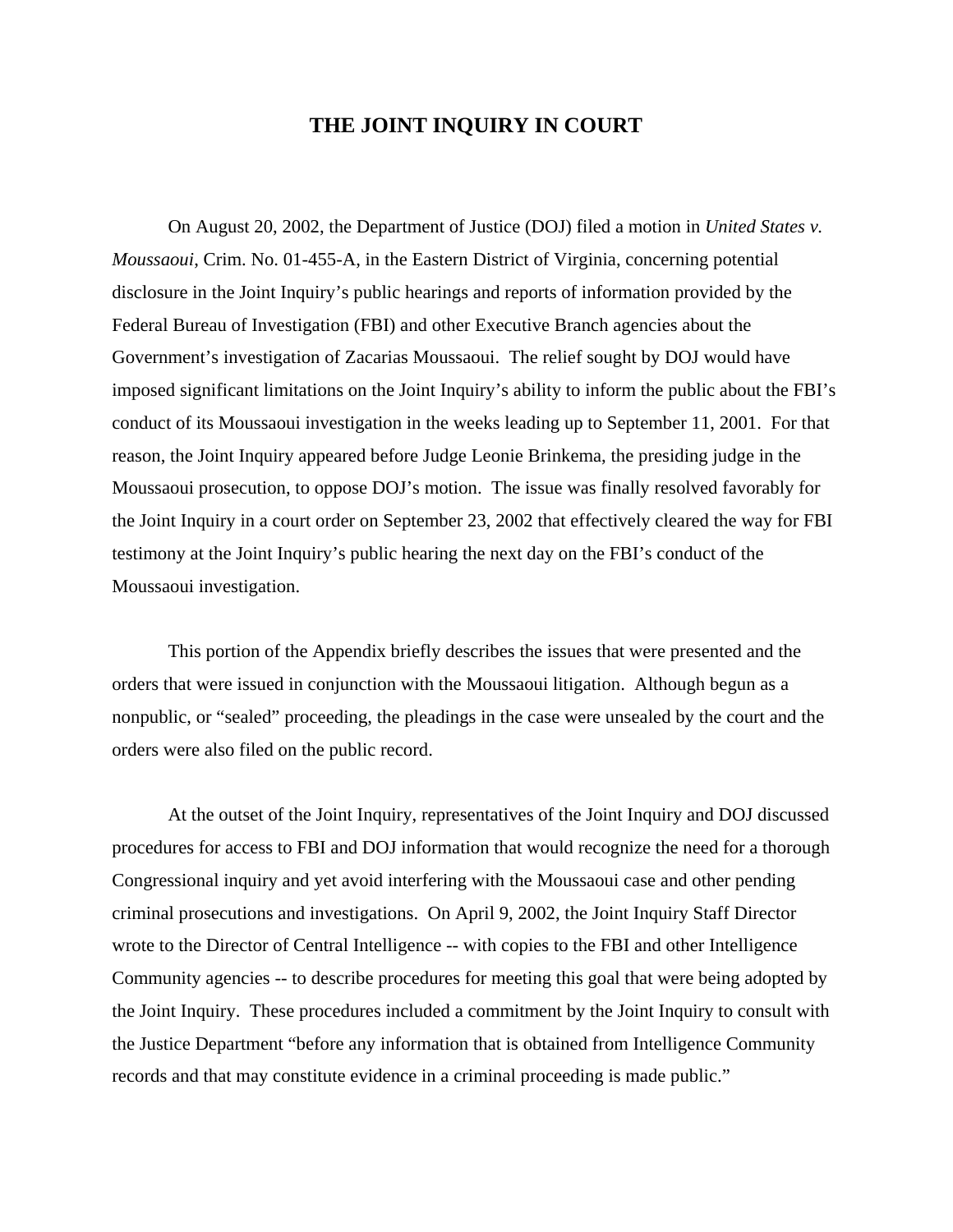# THE JOINT INQUIRY IN COURT

On August 20, 2002, the Department of Justice (DOJ) filed a motion in *United States v. Moussaoui*, Crim. No. 01-455-A, in the Eastern District of Virginia, concerning potential disclosure in the Joint Inquiry's public hearings and reports of information provided by the Federal Bureau of Investigation (FBI) and other Executive Branch agencies about the Government's investigation of Zacarias Moussaoui. The relief sought by DOJ would have imposed significant limitations on the Joint Inquiry's ability to inform the public about the FBI's conduct of its Moussaoui investigation in the weeks leading up to September 11, 2001. For that reason, the Joint Inquiry appeared before Judge Leonie Brinkema, the presiding judge in the Moussaoui prosecution, to oppose DOJ's motion. The issue was finally resolved favorably for the Joint Inquiry in a court order on September 23, 2002 that effectively cleared the way for FBI testimony at the Joint Inquiry's public hearing the next day on the FBI's conduct of the Moussaoui investigation.

This portion of the Appendix briefly describes the issues that were presented and the orders that were issued in conjunction with the Moussaoui litigation. Although begun as a nonpublic, or "sealed" proceeding, the pleadings in the case were unsealed by the court and the orders were also filed on the public record.

At the outset of the Joint Inquiry, representatives of the Joint Inquiry and DOJ discussed procedures for access to FBI and DOJ information that would recognize the need for a thorough Congressional inquiry and yet avoid interfering with the Moussaoui case and other pending criminal prosecutions and investigations. On April 9, 2002, the Joint Inquiry Staff Director wrote to the Director of Central Intelligence -- with copies to the FBI and other Intelligence Community agencies -- to describe procedures for meeting this goal that were being adopted by the Joint Inquiry. These procedures included a commitment by the Joint Inquiry to consult with the Justice Department "before any information that is obtained from Intelligence Community records and that may constitute evidence in a criminal proceeding is made public."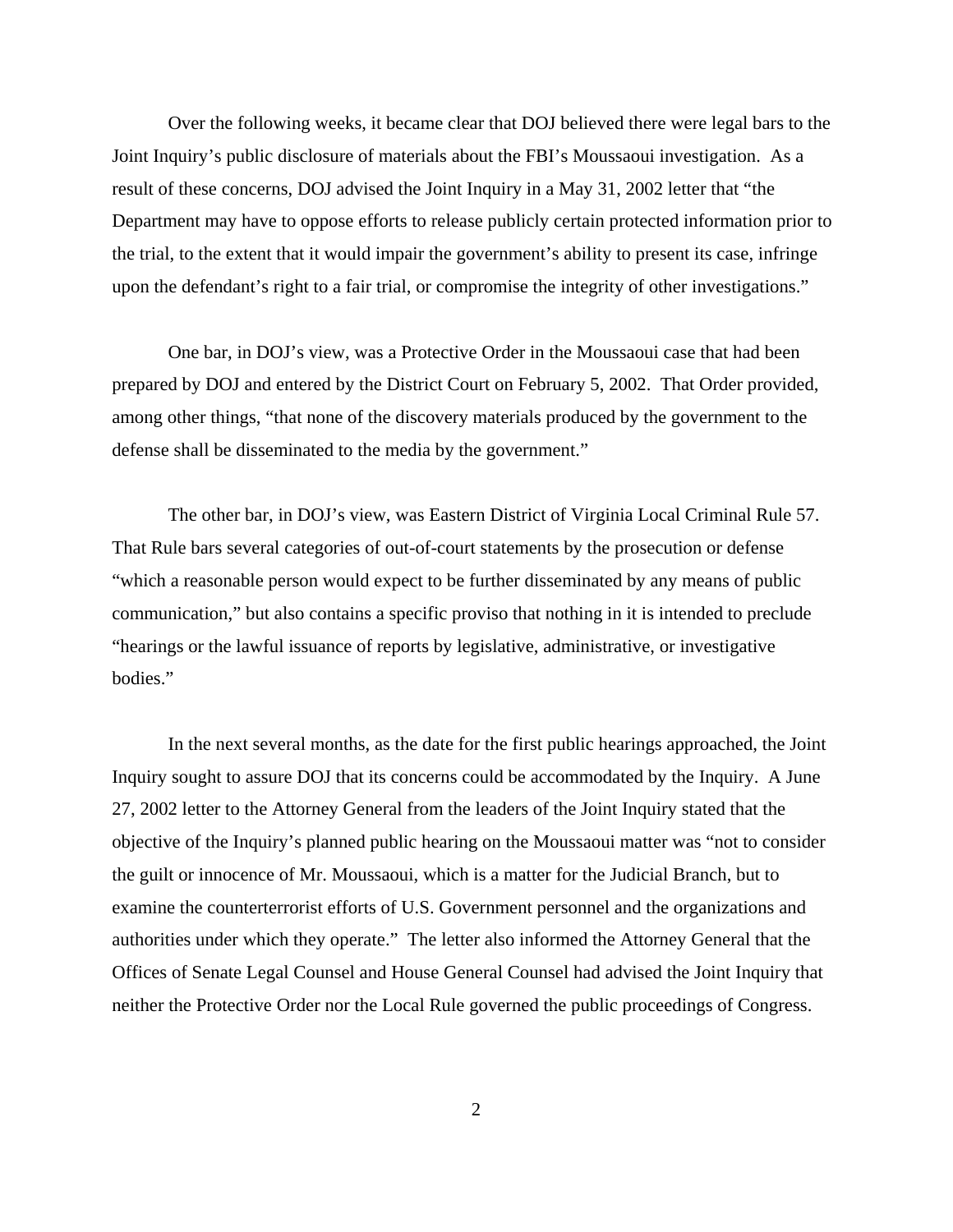Over the following weeks, it became clear that DOJ believed there were legal bars to the Joint Inquiry's public disclosure of materials about the FBI's Moussaoui investigation. As a result of these concerns, DOJ advised the Joint Inquiry in a May 31, 2002 letter that "the Department may have to oppose efforts to release publicly certain protected information prior to the trial, to the extent that it would impair the government's ability to present its case, infringe upon the defendant's right to a fair trial, or compromise the integrity of other investigations."

One bar, in DOJ's view, was a Protective Order in the Moussaoui case that had been prepared by DOJ and entered by the District Court on February 5, 2002. That Order provided, among other things, "that none of the discovery materials produced by the government to the defense shall be disseminated to the media by the government."

The other bar, in DOJ's view, was Eastern District of Virginia Local Criminal Rule 57. That Rule bars several categories of out-of-court statements by the prosecution or defense "which a reasonable person would expect to be further disseminated by any means of public communication," but also contains a specific proviso that nothing in it is intended to preclude "hearings or the lawful issuance of reports by legislative, administrative, or investigative bodies."

In the next several months, as the date for the first public hearings approached, the Joint Inquiry sought to assure DOJ that its concerns could be accommodated by the Inquiry. A June 27, 2002 letter to the Attorney General from the leaders of the Joint Inquiry stated that the objective of the Inquiry's planned public hearing on the Moussaoui matter was "not to consider the guilt or innocence of Mr. Moussaoui, which is a matter for the Judicial Branch, but to examine the counterterrorist efforts of U.S. Government personnel and the organizations and authorities under which they operate." The letter also informed the Attorney General that the Offices of Senate Legal Counsel and House General Counsel had advised the Joint Inquiry that neither the Protective Order nor the Local Rule governed the public proceedings of Congress.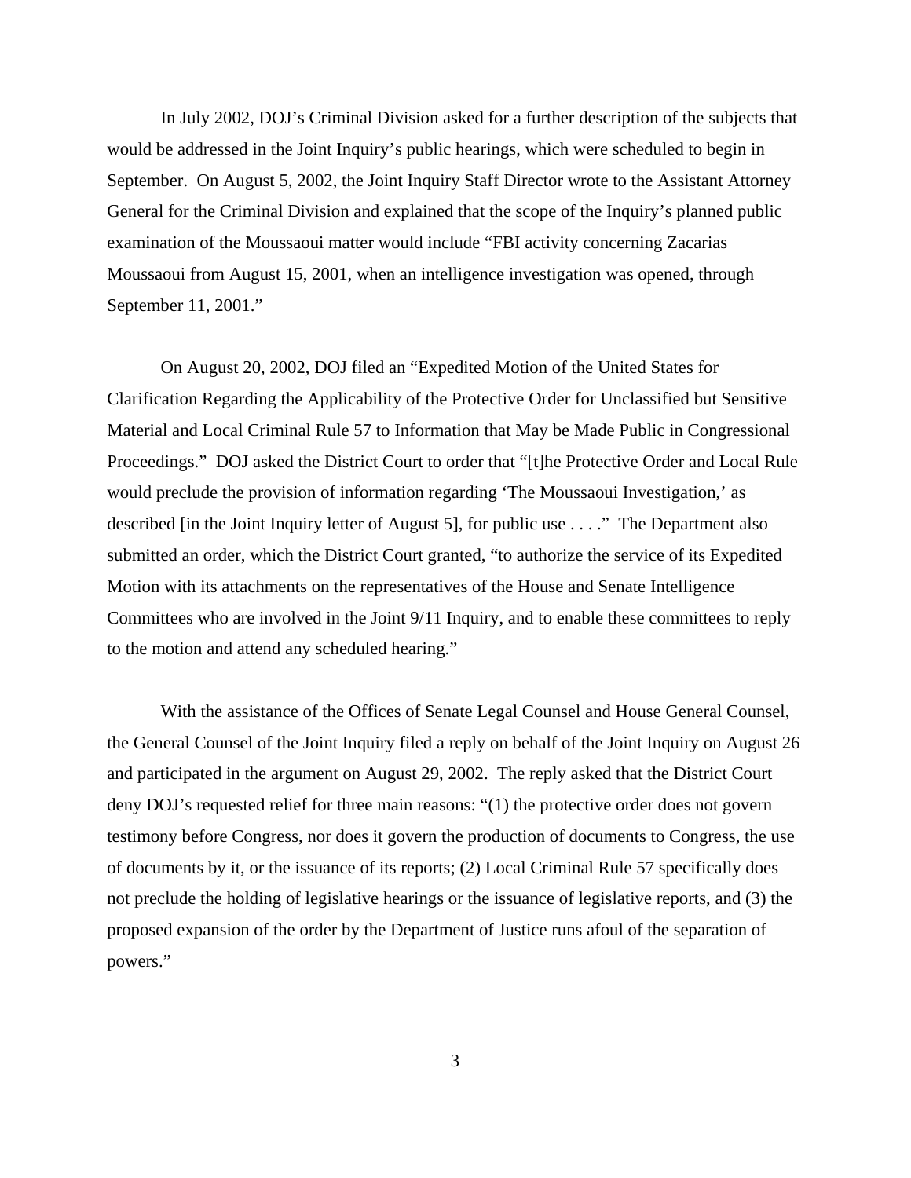In July 2002, DOJ's Criminal Division asked for a further description of the subjects that would be addressed in the Joint Inquiry's public hearings, which were scheduled to begin in September. On August 5, 2002, the Joint Inquiry Staff Director wrote to the Assistant Attorney General for the Criminal Division and explained that the scope of the Inquiry's planned public examination of the Moussaoui matter would include "FBI activity concerning Zacarias Moussaoui from August 15, 2001, when an intelligence investigation was opened, through September 11, 2001."

On August 20, 2002, DOJ filed an "Expedited Motion of the United States for Clarification Regarding the Applicability of the Protective Order for Unclassified but Sensitive Material and Local Criminal Rule 57 to Information that May be Made Public in Congressional Proceedings." DOJ asked the District Court to order that "[t]he Protective Order and Local Rule would preclude the provision of information regarding 'The Moussaoui Investigation,' as described [in the Joint Inquiry letter of August 5], for public use . . . ." The Department also submitted an order, which the District Court granted, "to authorize the service of its Expedited Motion with its attachments on the representatives of the House and Senate Intelligence Committees who are involved in the Joint 9/11 Inquiry, and to enable these committees to reply to the motion and attend any scheduled hearing."

With the assistance of the Offices of Senate Legal Counsel and House General Counsel, the General Counsel of the Joint Inquiry filed a reply on behalf of the Joint Inquiry on August 26 and participated in the argument on August 29, 2002. The reply asked that the District Court deny DOJ's requested relief for three main reasons: "(1) the protective order does not govern testimony before Congress, nor does it govern the production of documents to Congress, the use of documents by it, or the issuance of its reports; (2) Local Criminal Rule 57 specifically does not preclude the holding of legislative hearings or the issuance of legislative reports, and (3) the proposed expansion of the order by the Department of Justice runs afoul of the separation of powers."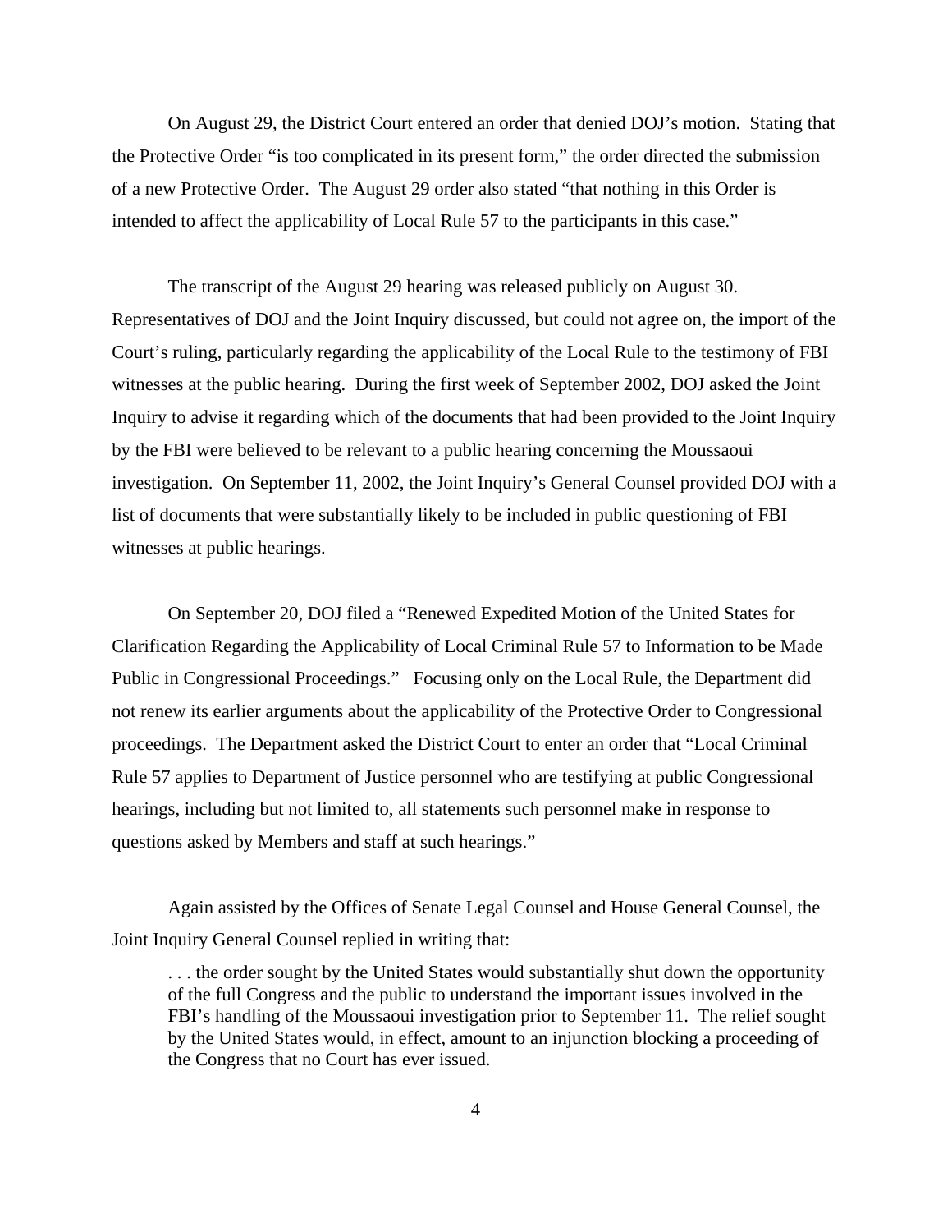On August 29, the District Court entered an order that denied DOJ's motion. Stating that the Protective Order "is too complicated in its present form," the order directed the submission of a new Protective Order. The August 29 order also stated "that nothing in this Order is intended to affect the applicability of Local Rule 57 to the participants in this case."

The transcript of the August 29 hearing was released publicly on August 30. Representatives of DOJ and the Joint Inquiry discussed, but could not agree on, the import of the Court's ruling, particularly regarding the applicability of the Local Rule to the testimony of FBI witnesses at the public hearing. During the first week of September 2002, DOJ asked the Joint Inquiry to advise it regarding which of the documents that had been provided to the Joint Inquiry by the FBI were believed to be relevant to a public hearing concerning the Moussaoui investigation. On September 11, 2002, the Joint Inquiry's General Counsel provided DOJ with a list of documents that were substantially likely to be included in public questioning of FBI witnesses at public hearings.

On September 20, DOJ filed a "Renewed Expedited Motion of the United States for Clarification Regarding the Applicability of Local Criminal Rule 57 to Information to be Made Public in Congressional Proceedings." Focusing only on the Local Rule, the Department did not renew its earlier arguments about the applicability of the Protective Order to Congressional proceedings. The Department asked the District Court to enter an order that "Local Criminal Rule 57 applies to Department of Justice personnel who are testifying at public Congressional hearings, including but not limited to, all statements such personnel make in response to questions asked by Members and staff at such hearings."

Again assisted by the Offices of Senate Legal Counsel and House General Counsel, the Joint Inquiry General Counsel replied in writing that:

> . . . the order sought by the United States would substantially shut down the opportunity of the full Congress and the public to understand the important issues involved in the FBI's handling of the Moussaoui investigation prior to September 11. The relief sought by the United States would, in effect, amount to an injunction blocking a proceeding of the Congress that no Court has ever issued.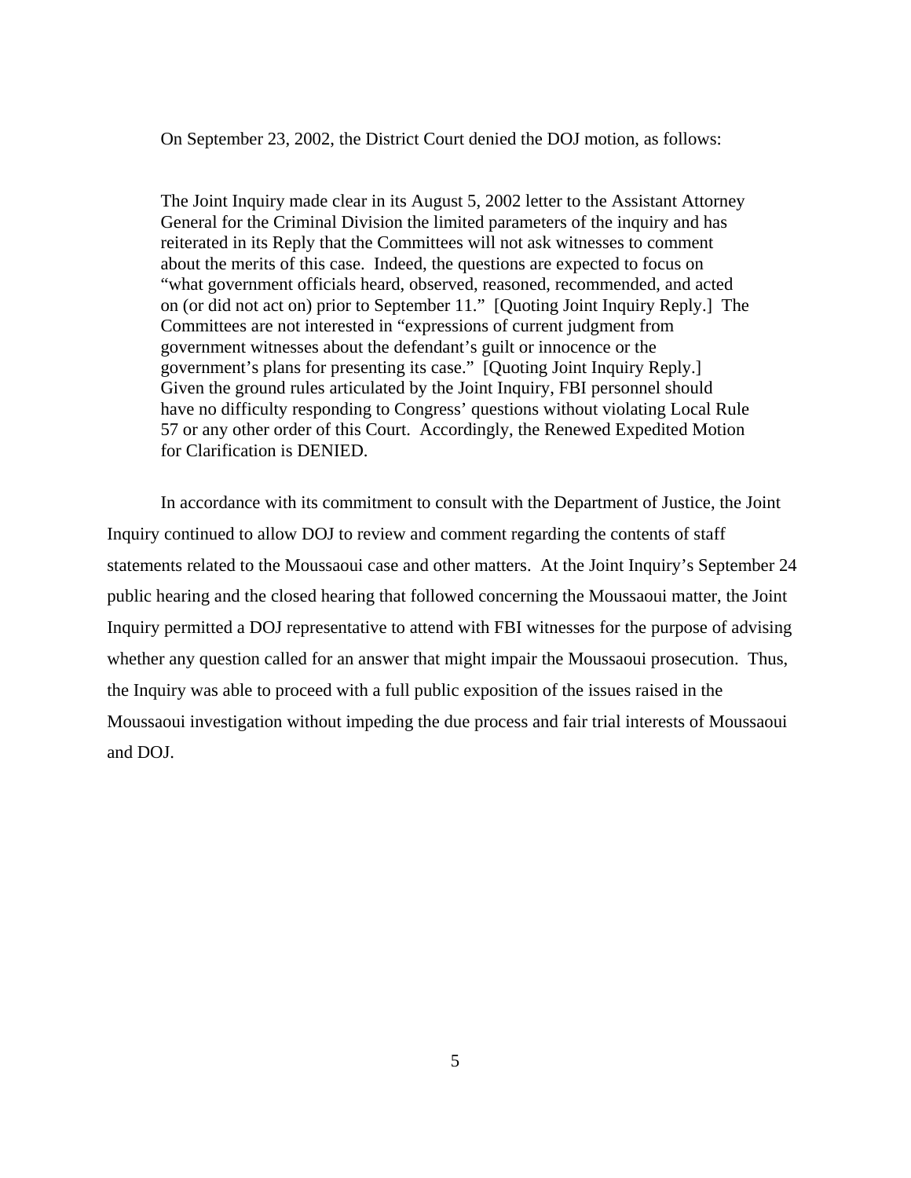On September 23, 2002, the District Court denied the DOJ motion, as follows:

> The Joint Inquiry made clear in its August 5, 2002 letter to the Assistant Attorney General for the Criminal Division the limited parameters of the inquiry and has reiterated in its Reply that the Committees will not ask witnesses to comment about the merits of this case. Indeed, the questions are expected to focus on "what government officials heard, observed, reasoned, recommended, and acted on (or did not act on) prior to September 11." [Quoting Joint Inquiry Reply.] The Committees are not interested in "expressions of current judgment from government witnesses about the defendant's guilt or innocence or the government's plans for presenting its case." [Quoting Joint Inquiry Reply.] Given the ground rules articulated by the Joint Inquiry, FBI personnel should have no difficulty responding to Congress' questions without violating Local Rule 57 or any other order of this Court. Accordingly, the Renewed Expedited Motion for Clarification is DENIED.

In accordance with its commitment to consult with the Department of Justice, the Joint Inquiry continued to allow DOJ to review and comment regarding the contents of staff statements related to the Moussaoui case and other matters. At the Joint Inquiry's September 24 public hearing and the closed hearing that followed concerning the Moussaoui matter, the Joint Inquiry permitted a DOJ representative to attend with FBI witnesses for the purpose of advising whether any question called for an answer that might impair the Moussaoui prosecution. Thus, the Inquiry was able to proceed with a full public exposition of the issues raised in the Moussaoui investigation without impeding the due process and fair trial interests of Moussaoui and DOJ.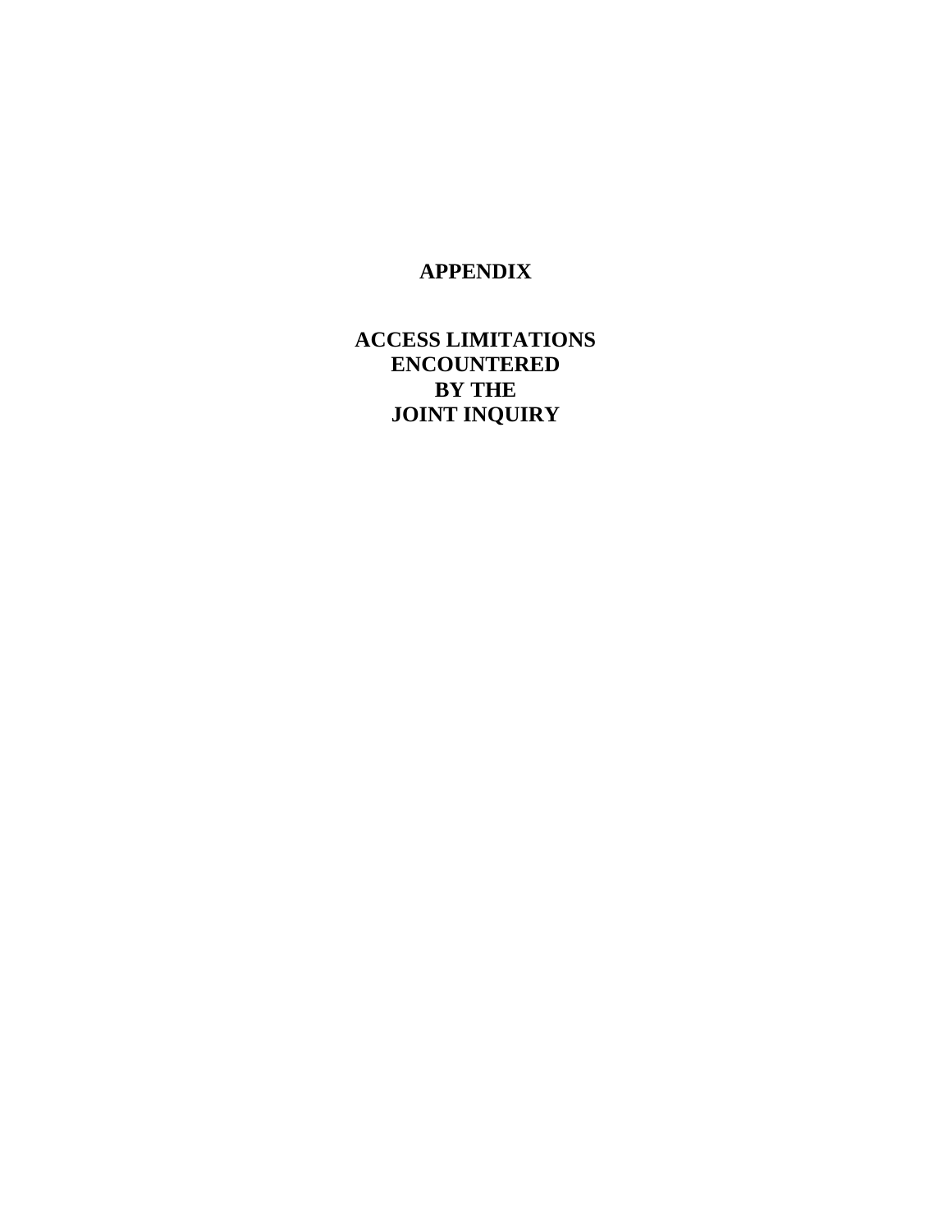# APPENDIX

## ACCESS LIMITATIONS ENCOUNTERED BY THE JOINT INQUIRY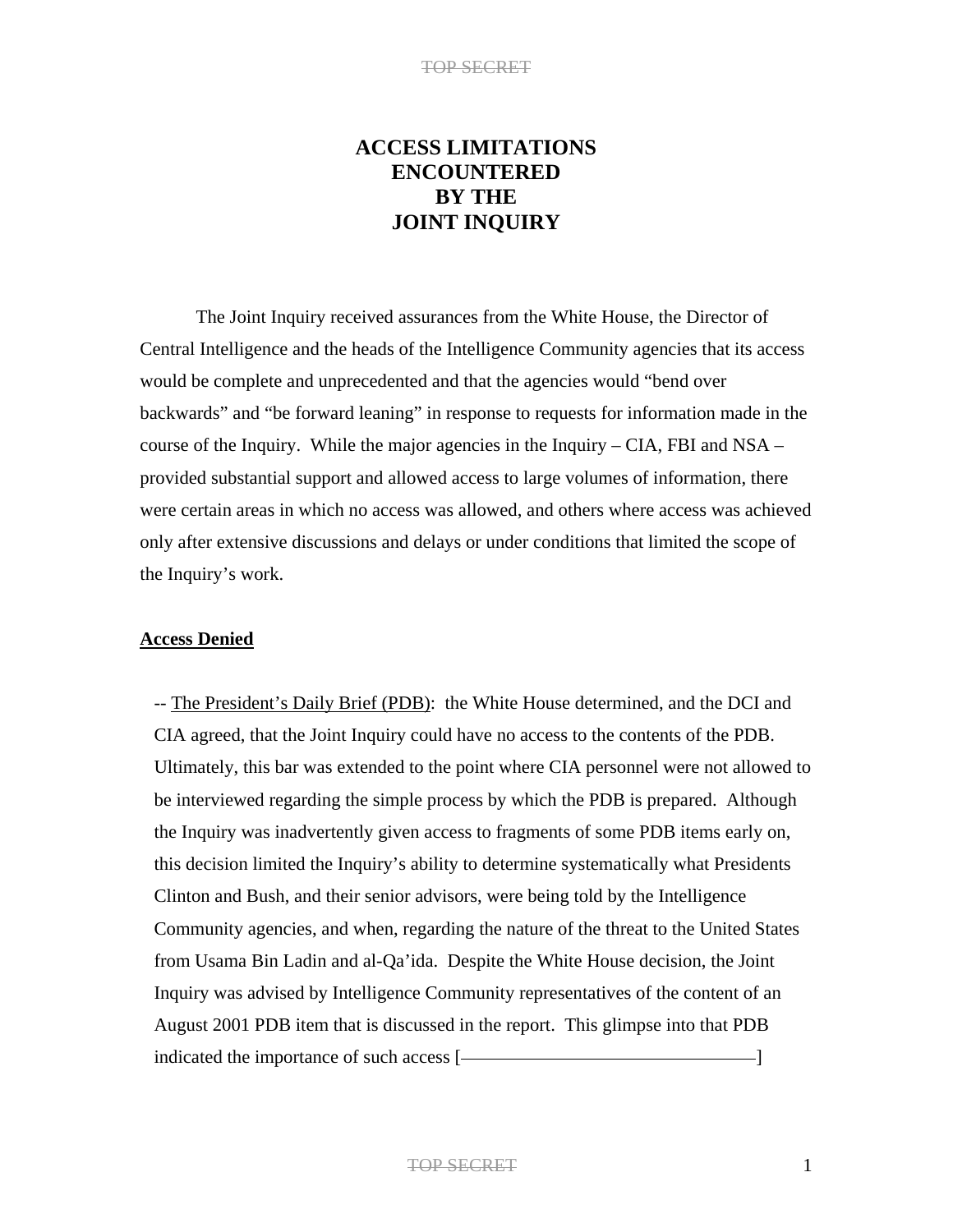# ACCESS LIMITATIONS ENCOUNTERED BY THE JOINT INQUIRY

The Joint Inquiry received assurances from the White House, the Director of Central Intelligence and the heads of the Intelligence Community agencies that its access would be complete and unprecedented and that the agencies would "bend over backwards" and "be forward leaning" in response to requests for information made in the course of the Inquiry. While the major agencies in the Inquiry – CIA, FBI and NSA – provided substantial support and allowed access to large volumes of information, there were certain areas in which no access was allowed, and others where access was achieved only after extensive discussions and delays or under conditions that limited the scope of the Inquiry's work.

**Access Denied**

-- The President's Daily Brief (PDB): the White House determined, and the DCI and CIA agreed, that the Joint Inquiry could have no access to the contents of the PDB. Ultimately, this bar was extended to the point where CIA personnel were not allowed to be interviewed regarding the simple process by which the PDB is prepared. Although the Inquiry was inadvertently given access to fragments of some PDB items early on, this decision limited the Inquiry's ability to determine systematically what Presidents Clinton and Bush, and their senior advisors, were being told by the Intelligence Community agencies, and when, regarding the nature of the threat to the United States from Usama Bin Ladin and al-Qa'ida. Despite the White House decision, the Joint Inquiry was advised by Intelligence Community representatives of the content of an August 2001 PDB item that is discussed in the report. This glimpse into that PDB indicated the importance of such access [————————————]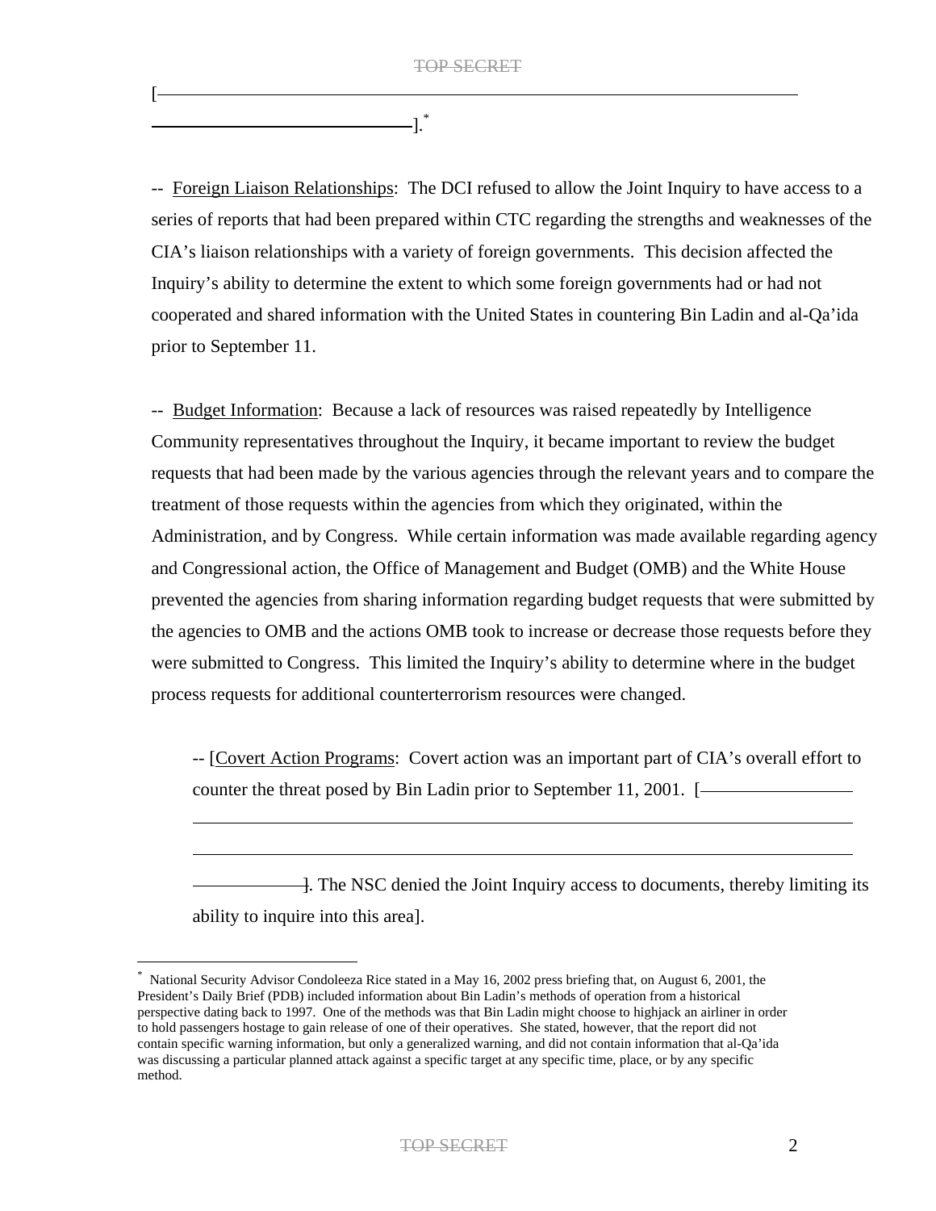[\_\_\_\_\_\_\_\_\_\_\_\_\_\_\_\_\_\_\_\_\_\_\_\_\_\_\_\_\_\_\_\_\_\_\_\_\_\_\_\_\_\_\_\_\_\_\_\_\_\_\_\_\_\_\_\_\_\_\_\_\_\_\_\_\_\_\_\_\_\_\_\_\_\_\_\_\_\_\_\_\_\_\_\_\_\_\_\_\_\_\_\_\_\_\_\_\_\_\_\_].*

-- Foreign Liaison Relationships: The DCI refused to allow the Joint Inquiry to have access to a series of reports that had been prepared within CTC regarding the strengths and weaknesses of the CIA's liaison relationships with a variety of foreign governments. This decision affected the Inquiry's ability to determine the extent to which some foreign governments had or had not cooperated and shared information with the United States in countering Bin Ladin and al-Qa'ida prior to September 11.

-- Budget Information: Because a lack of resources was raised repeatedly by Intelligence Community representatives throughout the Inquiry, it became important to review the budget requests that had been made by the various agencies through the relevant years and to compare the treatment of those requests within the agencies from which they originated, within the Administration, and by Congress. While certain information was made available regarding agency and Congressional action, the Office of Management and Budget (OMB) and the White House prevented the agencies from sharing information regarding budget requests that were submitted by the agencies to OMB and the actions OMB took to increase or decrease those requests before they were submitted to Congress. This limited the Inquiry's ability to determine where in the budget process requests for additional counterterrorism resources were changed.

-- [Covert Action Programs: Covert action was an important part of CIA's overall effort to counter the threat posed by Bin Ladin prior to September 11, 2001. [\_\_\_\_\_\_\_\_\_\_\_\_\_\_\_\_\_\_\_\_\_\_\_\_\_\_\_\_\_\_\_\_\_\_\_\_\_\_\_\_\_\_\_\_\_\_\_\_\_\_\_\_\_\_\_\_\_\_\_\_\_\_\_\_\_\_\_\_\_\_\_\_\_\_\_\_\_\_\_\_\_\_\_\_\_\_\_\_\_\_\_\_\_\_\_\_\_\_\_\_\_\_\_\_\_\_\_\_\_\_\_\_\_\_\_\_\_\_\_\_\_\_\_\_\_\_\_\_\_\_\_\_\_\_\_\_\_\_\_\_\_\_\_\_\_\_\_\_\_\_\_\_\_\_\_\_\_\_\_\_\_\_\_\_\_\_\_\_\_\_\_\_\_\_]. The NSC denied the Joint Inquiry access to documents, thereby limiting its ability to inquire into this area].

---

* National Security Advisor Condoleeza Rice stated in a May 16, 2002 press briefing that, on August 6, 2001, the President's Daily Brief (PDB) included information about Bin Ladin's methods of operation from a historical perspective dating back to 1997. One of the methods was that Bin Ladin might choose to highjack an airliner in order to hold passengers hostage to gain release of one of their operatives. She stated, however, that the report did not contain specific warning information, but only a generalized warning, and did not contain information that al-Qa'ida was discussing a particular planned attack against a specific target at any specific time, place, or by any specific method.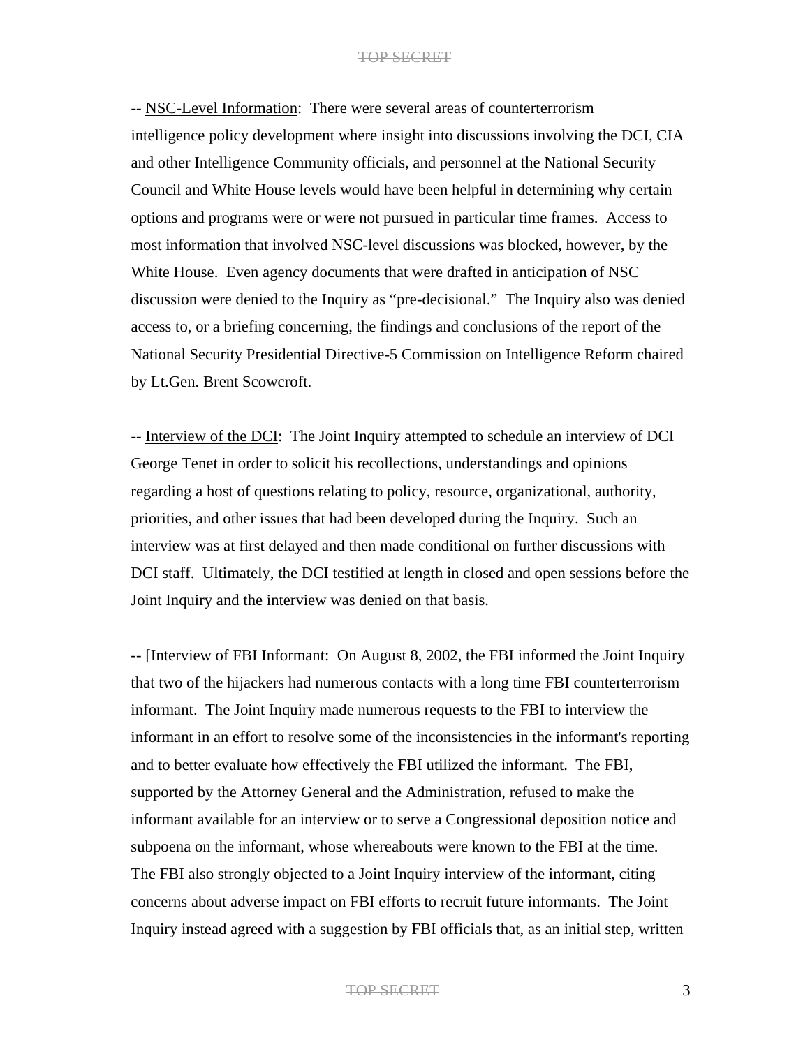-- <u>NSC-Level Information</u>: There were several areas of counterterrorism intelligence policy development where insight into discussions involving the DCI, CIA and other Intelligence Community officials, and personnel at the National Security Council and White House levels would have been helpful in determining why certain options and programs were or were not pursued in particular time frames. Access to most information that involved NSC-level discussions was blocked, however, by the White House. Even agency documents that were drafted in anticipation of NSC discussion were denied to the Inquiry as "pre-decisional." The Inquiry also was denied access to, or a briefing concerning, the findings and conclusions of the report of the National Security Presidential Directive-5 Commission on Intelligence Reform chaired by Lt.Gen. Brent Scowcroft.

-- <u>Interview of the DCI</u>: The Joint Inquiry attempted to schedule an interview of DCI George Tenet in order to solicit his recollections, understandings and opinions regarding a host of questions relating to policy, resource, organizational, authority, priorities, and other issues that had been developed during the Inquiry. Such an interview was at first delayed and then made conditional on further discussions with DCI staff. Ultimately, the DCI testified at length in closed and open sessions before the Joint Inquiry and the interview was denied on that basis.

-- [Interview of FBI Informant: On August 8, 2002, the FBI informed the Joint Inquiry that two of the hijackers had numerous contacts with a long time FBI counterterrorism informant. The Joint Inquiry made numerous requests to the FBI to interview the informant in an effort to resolve some of the inconsistencies in the informant's reporting and to better evaluate how effectively the FBI utilized the informant. The FBI, supported by the Attorney General and the Administration, refused to make the informant available for an interview or to serve a Congressional deposition notice and subpoena on the informant, whose whereabouts were known to the FBI at the time. The FBI also strongly objected to a Joint Inquiry interview of the informant, citing concerns about adverse impact on FBI efforts to recruit future informants. The Joint Inquiry instead agreed with a suggestion by FBI officials that, as an initial step, written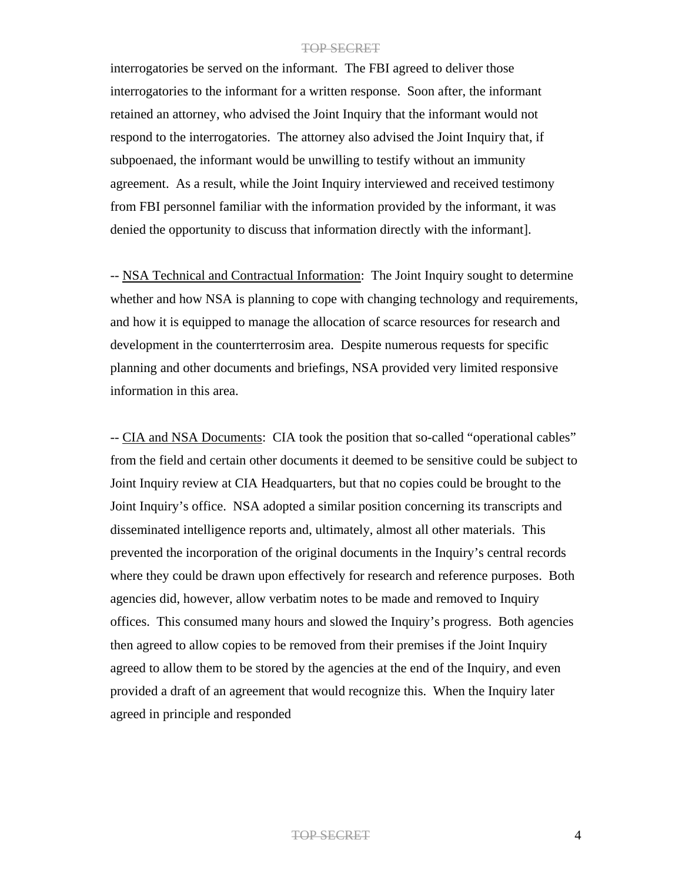interrogatories be served on the informant. The FBI agreed to deliver those interrogatories to the informant for a written response. Soon after, the informant retained an attorney, who advised the Joint Inquiry that the informant would not respond to the interrogatories. The attorney also advised the Joint Inquiry that, if subpoenaed, the informant would be unwilling to testify without an immunity agreement. As a result, while the Joint Inquiry interviewed and received testimony from FBI personnel familiar with the information provided by the informant, it was denied the opportunity to discuss that information directly with the informant].

-- NSA Technical and Contractual Information: The Joint Inquiry sought to determine whether and how NSA is planning to cope with changing technology and requirements, and how it is equipped to manage the allocation of scarce resources for research and development in the counterrterrosim area. Despite numerous requests for specific planning and other documents and briefings, NSA provided very limited responsive information in this area.

-- CIA and NSA Documents: CIA took the position that so-called "operational cables" from the field and certain other documents it deemed to be sensitive could be subject to Joint Inquiry review at CIA Headquarters, but that no copies could be brought to the Joint Inquiry's office. NSA adopted a similar position concerning its transcripts and disseminated intelligence reports and, ultimately, almost all other materials. This prevented the incorporation of the original documents in the Inquiry's central records where they could be drawn upon effectively for research and reference purposes. Both agencies did, however, allow verbatim notes to be made and removed to Inquiry offices. This consumed many hours and slowed the Inquiry's progress. Both agencies then agreed to allow copies to be removed from their premises if the Joint Inquiry agreed to allow them to be stored by the agencies at the end of the Inquiry, and even provided a draft of an agreement that would recognize this. When the Inquiry later agreed in principle and responded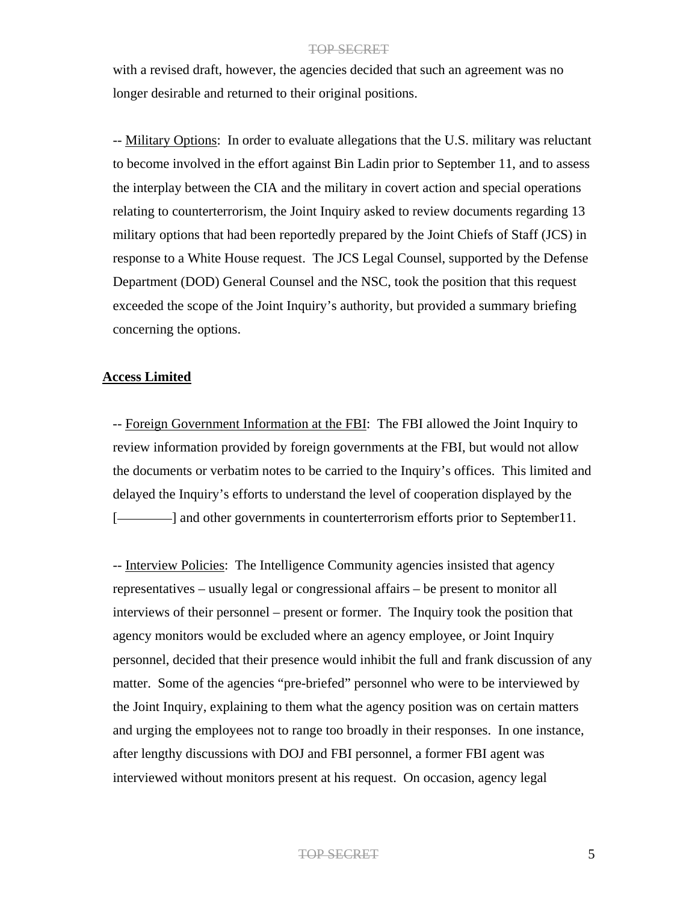with a revised draft, however, the agencies decided that such an agreement was no longer desirable and returned to their original positions.

-- Military Options: In order to evaluate allegations that the U.S. military was reluctant to become involved in the effort against Bin Ladin prior to September 11, and to assess the interplay between the CIA and the military in covert action and special operations relating to counterterrorism, the Joint Inquiry asked to review documents regarding 13 military options that had been reportedly prepared by the Joint Chiefs of Staff (JCS) in response to a White House request. The JCS Legal Counsel, supported by the Defense Department (DOD) General Counsel and the NSC, took the position that this request exceeded the scope of the Joint Inquiry's authority, but provided a summary briefing concerning the options.

**Access Limited**

-- Foreign Government Information at the FBI: The FBI allowed the Joint Inquiry to review information provided by foreign governments at the FBI, but would not allow the documents or verbatim notes to be carried to the Inquiry's offices. This limited and delayed the Inquiry's efforts to understand the level of cooperation displayed by the [————] and other governments in counterterrorism efforts prior to September11.

-- Interview Policies: The Intelligence Community agencies insisted that agency representatives – usually legal or congressional affairs – be present to monitor all interviews of their personnel – present or former. The Inquiry took the position that agency monitors would be excluded where an agency employee, or Joint Inquiry personnel, decided that their presence would inhibit the full and frank discussion of any matter. Some of the agencies "pre-briefed" personnel who were to be interviewed by the Joint Inquiry, explaining to them what the agency position was on certain matters and urging the employees not to range too broadly in their responses. In one instance, after lengthy discussions with DOJ and FBI personnel, a former FBI agent was interviewed without monitors present at his request. On occasion, agency legal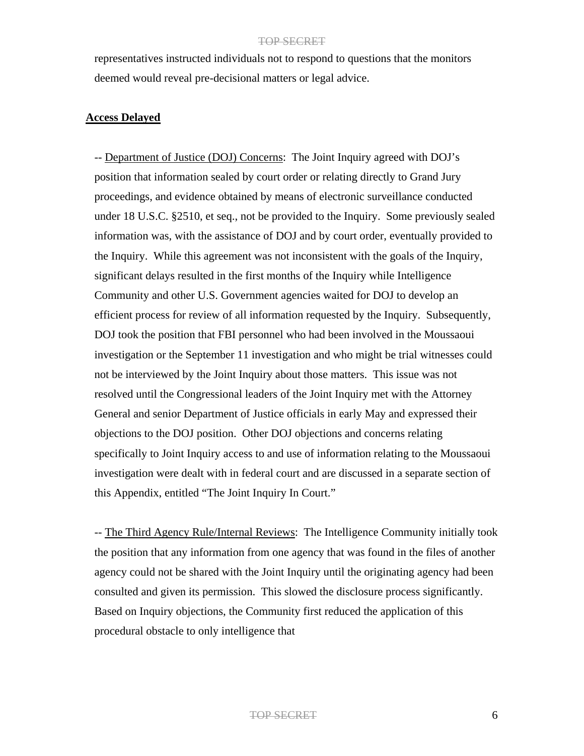representatives instructed individuals not to respond to questions that the monitors deemed would reveal pre-decisional matters or legal advice.

**Access Delayed**

-- Department of Justice (DOJ) Concerns: The Joint Inquiry agreed with DOJ's position that information sealed by court order or relating directly to Grand Jury proceedings, and evidence obtained by means of electronic surveillance conducted under 18 U.S.C. §2510, et seq., not be provided to the Inquiry. Some previously sealed information was, with the assistance of DOJ and by court order, eventually provided to the Inquiry. While this agreement was not inconsistent with the goals of the Inquiry, significant delays resulted in the first months of the Inquiry while Intelligence Community and other U.S. Government agencies waited for DOJ to develop an efficient process for review of all information requested by the Inquiry. Subsequently, DOJ took the position that FBI personnel who had been involved in the Moussaoui investigation or the September 11 investigation and who might be trial witnesses could not be interviewed by the Joint Inquiry about those matters. This issue was not resolved until the Congressional leaders of the Joint Inquiry met with the Attorney General and senior Department of Justice officials in early May and expressed their objections to the DOJ position. Other DOJ objections and concerns relating specifically to Joint Inquiry access to and use of information relating to the Moussaoui investigation were dealt with in federal court and are discussed in a separate section of this Appendix, entitled "The Joint Inquiry In Court."

-- The Third Agency Rule/Internal Reviews: The Intelligence Community initially took the position that any information from one agency that was found in the files of another agency could not be shared with the Joint Inquiry until the originating agency had been consulted and given its permission. This slowed the disclosure process significantly. Based on Inquiry objections, the Community first reduced the application of this procedural obstacle to only intelligence that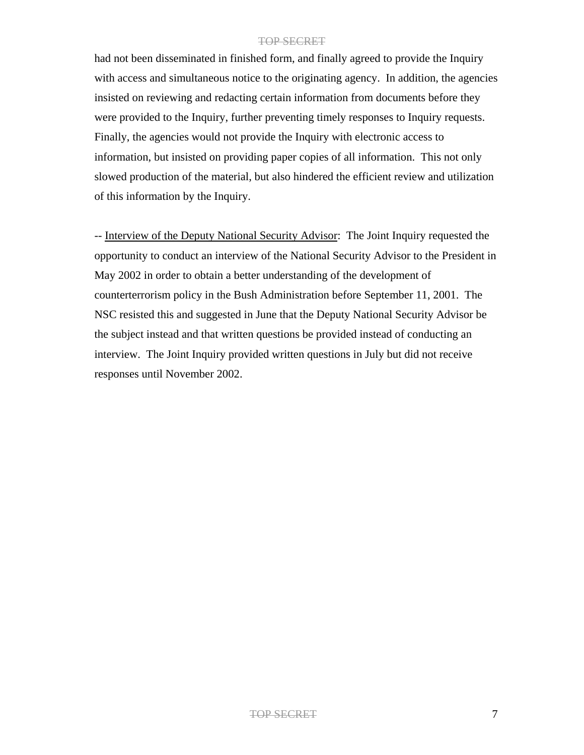had not been disseminated in finished form, and finally agreed to provide the Inquiry with access and simultaneous notice to the originating agency. In addition, the agencies insisted on reviewing and redacting certain information from documents before they were provided to the Inquiry, further preventing timely responses to Inquiry requests. Finally, the agencies would not provide the Inquiry with electronic access to information, but insisted on providing paper copies of all information. This not only slowed production of the material, but also hindered the efficient review and utilization of this information by the Inquiry.

-- <u>Interview of the Deputy National Security Advisor</u>: The Joint Inquiry requested the opportunity to conduct an interview of the National Security Advisor to the President in May 2002 in order to obtain a better understanding of the development of counterterrorism policy in the Bush Administration before September 11, 2001. The NSC resisted this and suggested in June that the Deputy National Security Advisor be the subject instead and that written questions be provided instead of conducting an interview. The Joint Inquiry provided written questions in July but did not receive responses until November 2002.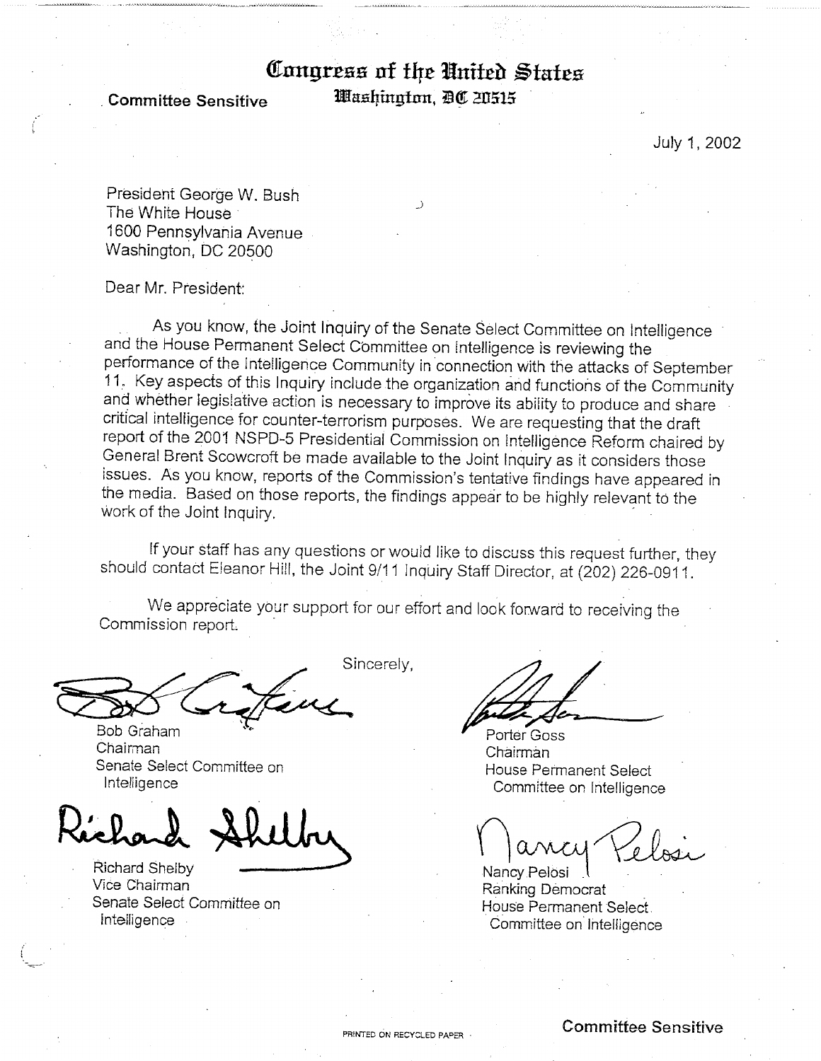# Congress of the United States

**Committee Sensitive**

Washington, DC 20515

July 1, 2002

President George W. Bush
The White House
1600 Pennsylvania Avenue
Washington, DC 20500

Dear Mr. President:

As you know, the Joint Inquiry of the Senate Select Committee on Intelligence and the House Permanent Select Committee on Intelligence is reviewing the performance of the Intelligence Community in connection with the attacks of September 11. Key aspects of this Inquiry include the organization and functions of the Community and whether legislative action is necessary to improve its ability to produce and share critical intelligence for counter-terrorism purposes. We are requesting that the draft report of the 2001 NSPD-5 Presidential Commission on Intelligence Reform chaired by General Brent Scowcroft be made available to the Joint Inquiry as it considers those issues. As you know, reports of the Commission's tentative findings have appeared in the media. Based on those reports, the findings appear to be highly relevant to the work of the Joint Inquiry.

If your staff has any questions or would like to discuss this request further, they should contact Eleanor Hill, the Joint 9/11 Inquiry Staff Director, at (202) 226-0911.

We appreciate your support for our effort and look forward to receiving the Commission report.

Sincerely,

Bob Graham
Chairman
Senate Select Committee on Intelligence

Porter Goss
Chairman
House Permanent Select Committee on Intelligence

Richard Shelby
Vice Chairman
Senate Select Committee on Intelligence

Nancy Pelosi
Ranking Democrat
House Permanent Select Committee on Intelligence

PRINTED ON RECYCLED PAPER

**Committee Sensitive**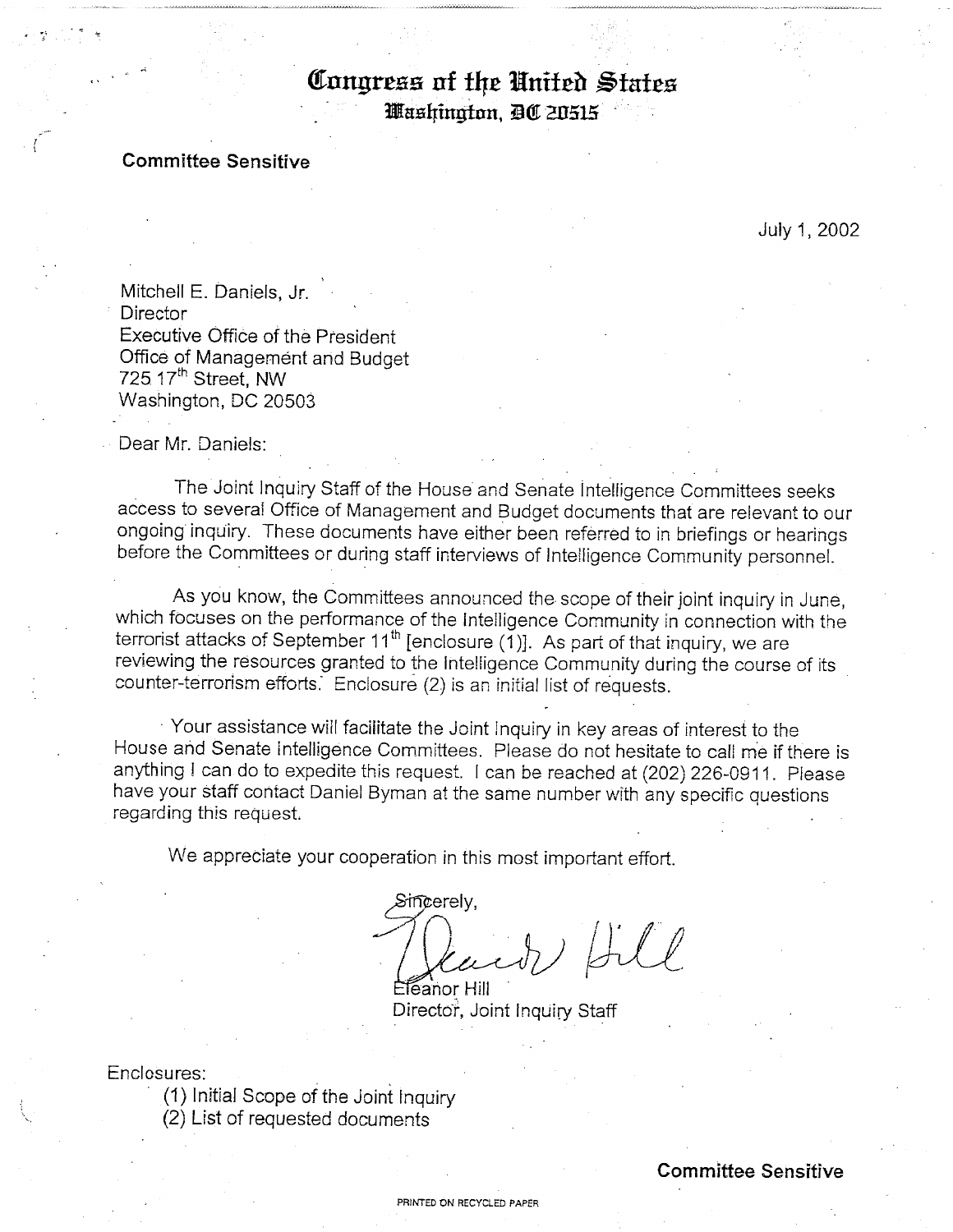# Congress of the United States
**Washington, DC 20515**

**Committee Sensitive**

July 1, 2002

Mitchell E. Daniels, Jr.
Director
Executive Office of the President
Office of Management and Budget
725 17th Street, NW
Washington, DC 20503

Dear Mr. Daniels:

The Joint Inquiry Staff of the House and Senate Intelligence Committees seeks access to several Office of Management and Budget documents that are relevant to our ongoing inquiry. These documents have either been referred to in briefings or hearings before the Committees or during staff interviews of Intelligence Community personnel.

As you know, the Committees announced the scope of their joint inquiry in June, which focuses on the performance of the Intelligence Community in connection with the terrorist attacks of September 11th [enclosure (1)]. As part of that inquiry, we are reviewing the resources granted to the Intelligence Community during the course of its counter-terrorism efforts. Enclosure (2) is an initial list of requests.

Your assistance will facilitate the Joint Inquiry in key areas of interest to the House and Senate Intelligence Committees. Please do not hesitate to call me if there is anything I can do to expedite this request. I can be reached at (202) 226-0911. Please have your staff contact Daniel Byman at the same number with any specific questions regarding this request.

We appreciate your cooperation in this most important effort.

Sincerely,

Eleanor Hill
Director, Joint Inquiry Staff

Enclosures:
(1) Initial Scope of the Joint Inquiry
(2) List of requested documents

**Committee Sensitive**

PRINTED ON RECYCLED PAPER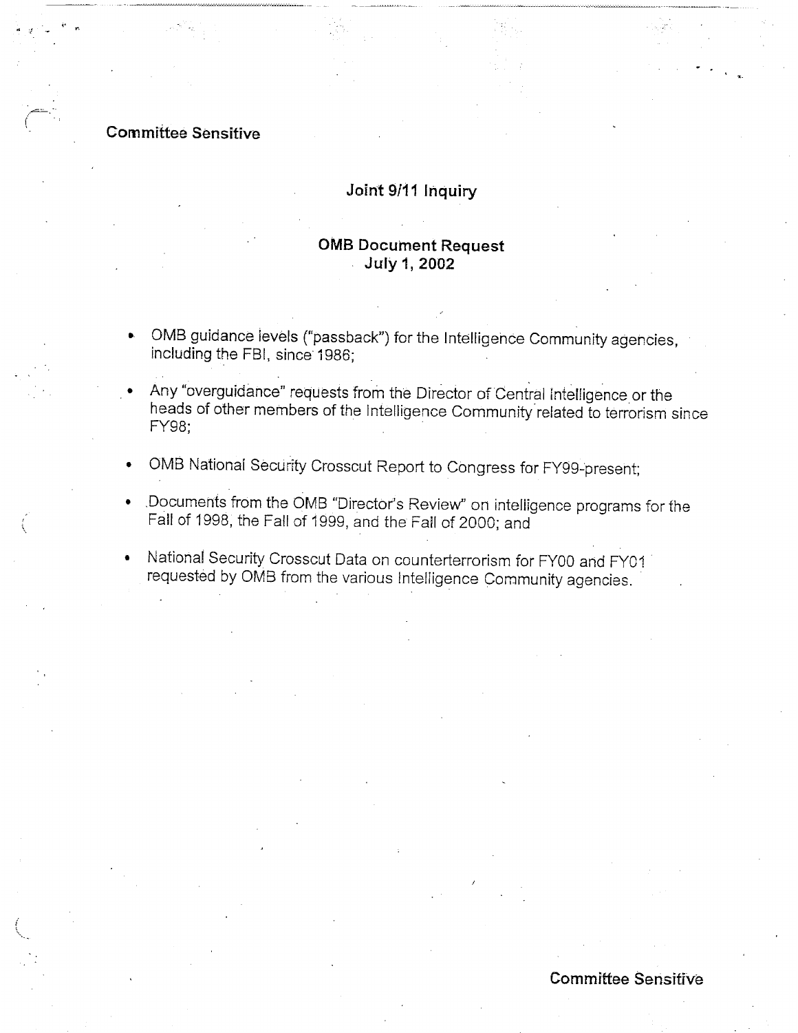Committee Sensitive

## Joint 9/11 Inquiry

### OMB Document Request
### July 1, 2002

- OMB guidance levels ("passback") for the Intelligence Community agencies, including the FBI, since 1986;
- Any "overguidance" requests from the Director of Central Intelligence or the heads of other members of the Intelligence Community related to terrorism since FY98;
- OMB National Security Crosscut Report to Congress for FY99-present;
- Documents from the OMB "Director's Review" on intelligence programs for the Fall of 1998, the Fall of 1999, and the Fall of 2000; and
- National Security Crosscut Data on counterterrorism for FY00 and FY01 requested by OMB from the various Intelligence Community agencies.

Committee Sensitive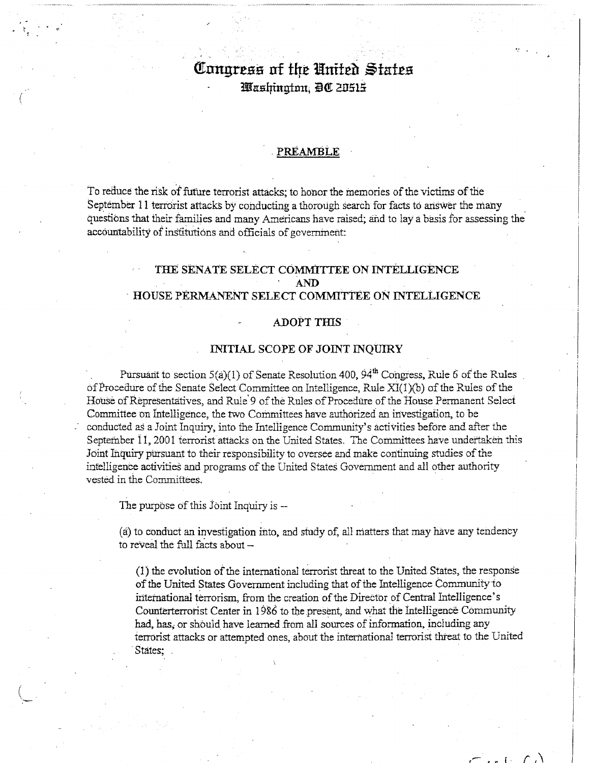# Congress of the United States
Washington, DC 20515

## PREAMBLE

To reduce the risk of future terrorist attacks; to honor the memories of the victims of the September 11 terrorist attacks by conducting a thorough search for facts to answer the many questions that their families and many Americans have raised; and to lay a basis for assessing the accountability of institutions and officials of government:

## THE SENATE SELECT COMMITTEE ON INTELLIGENCE
## AND
## HOUSE PERMANENT SELECT COMMITTEE ON INTELLIGENCE

## ADOPT THIS

## INITIAL SCOPE OF JOINT INQUIRY

Pursuant to section 5(a)(1) of Senate Resolution 400, 94th Congress, Rule 6 of the Rules of Procedure of the Senate Select Committee on Intelligence, Rule XI(1)(b) of the Rules of the House of Representatives, and Rule 9 of the Rules of Procedure of the House Permanent Select Committee on Intelligence, the two Committees have authorized an investigation, to be conducted as a Joint Inquiry, into the Intelligence Community's activities before and after the September 11, 2001 terrorist attacks on the United States. The Committees have undertaken this Joint Inquiry pursuant to their responsibility to oversee and make continuing studies of the intelligence activities and programs of the United States Government and all other authority vested in the Committees.

The purpose of this Joint Inquiry is --

(a) to conduct an investigation into, and study of, all matters that may have any tendency to reveal the full facts about –

(1) the evolution of the international terrorist threat to the United States, the response of the United States Government including that of the Intelligence Community to international terrorism, from the creation of the Director of Central Intelligence's Counterterrorist Center in 1986 to the present, and what the Intelligence Community had, has, or should have learned from all sources of information, including any terrorist attacks or attempted ones, about the international terrorist threat to the United States;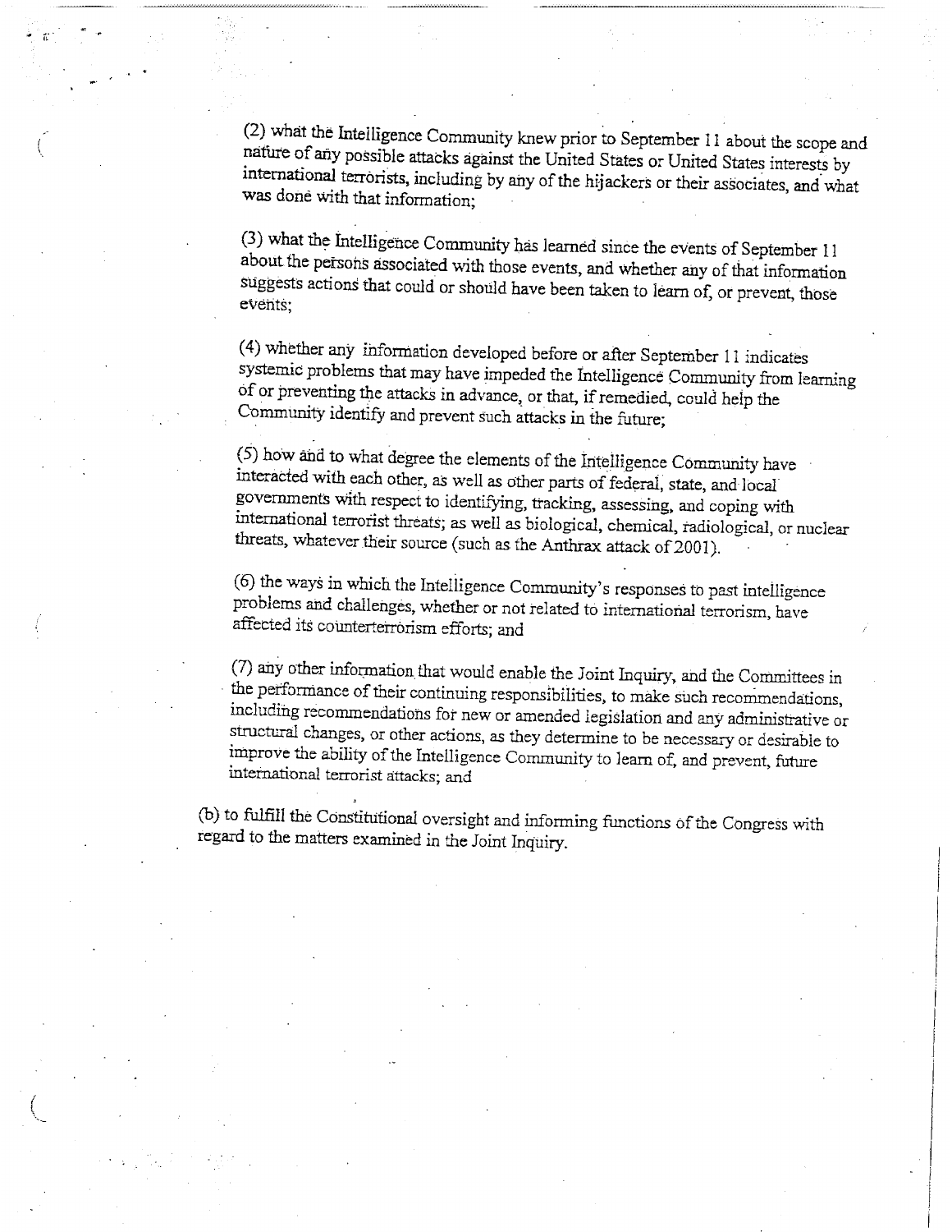(2) what the Intelligence Community knew prior to September 11 about the scope and nature of any possible attacks against the United States or United States interests by international terrorists, including by any of the hijackers or their associates, and what was done with that information;

(3) what the Intelligence Community has learned since the events of September 11 about the persons associated with those events, and whether any of that information suggests actions that could or should have been taken to learn of, or prevent, those events;

(4) whether any information developed before or after September 11 indicates systemic problems that may have impeded the Intelligence Community from learning of or preventing the attacks in advance, or that, if remedied, could help the Community identify and prevent such attacks in the future;

(5) how and to what degree the elements of the Intelligence Community have interacted with each other, as well as other parts of federal, state, and local governments with respect to identifying, tracking, assessing, and coping with international terrorist threats; as well as biological, chemical, radiological, or nuclear threats, whatever their source (such as the Anthrax attack of 2001).

(6) the ways in which the Intelligence Community's responses to past intelligence problems and challenges, whether or not related to international terrorism, have affected its counterterrorism efforts; and

(7) any other information that would enable the Joint Inquiry, and the Committees in the performance of their continuing responsibilities, to make such recommendations, including recommendations for new or amended legislation and any administrative or structural changes, or other actions, as they determine to be necessary or desirable to improve the ability of the Intelligence Community to learn of, and prevent, future international terrorist attacks; and

(b) to fulfill the Constitutional oversight and informing functions of the Congress with regard to the matters examined in the Joint Inquiry.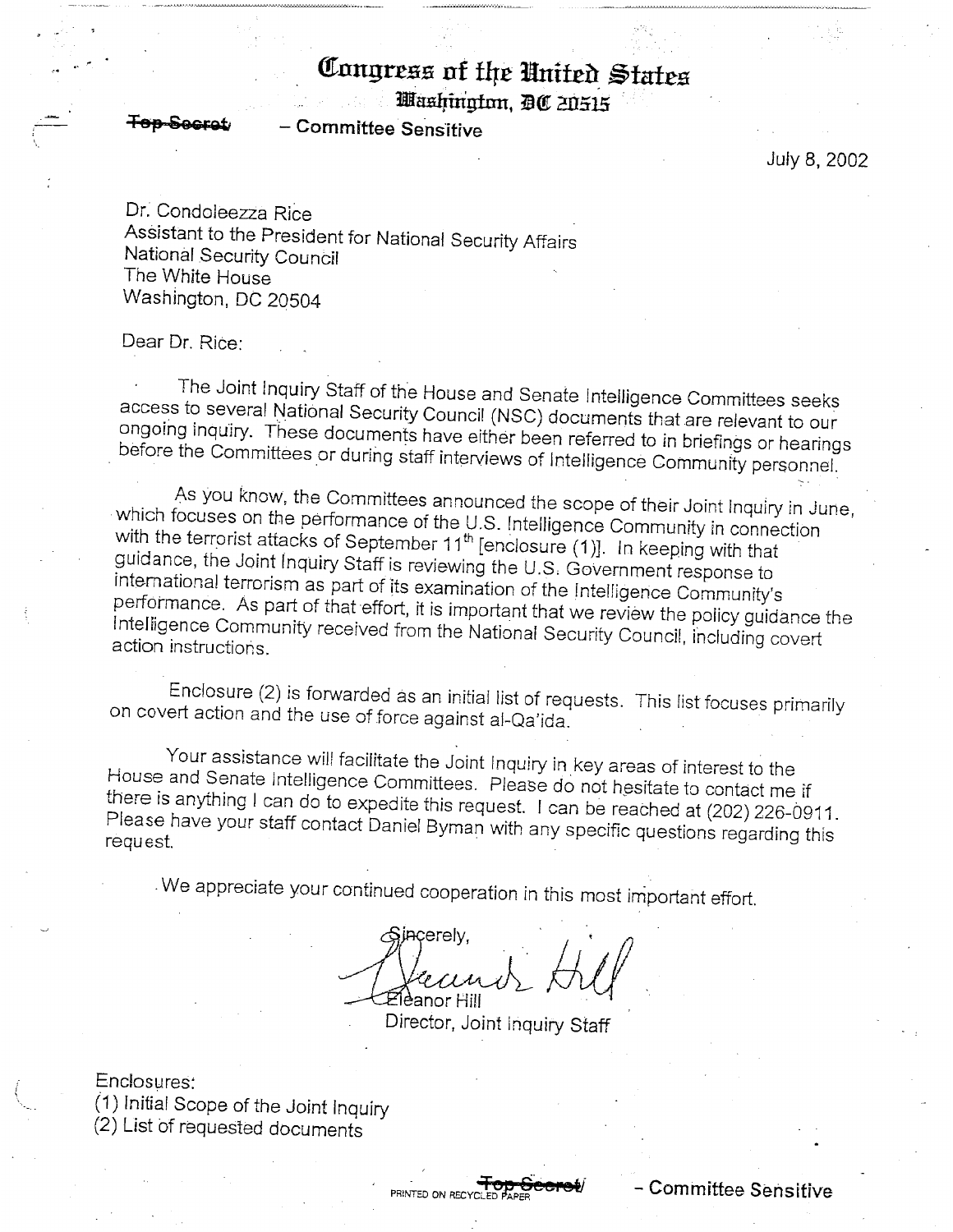# Congress of the United States

Washington, DC 20515

~~Top Secret~~ – Committee Sensitive

July 8, 2002

Dr. Condoleezza Rice
Assistant to the President for National Security Affairs
National Security Council
The White House
Washington, DC 20504

Dear Dr. Rice:

The Joint Inquiry Staff of the House and Senate Intelligence Committees seeks access to several National Security Council (NSC) documents that are relevant to our ongoing inquiry. These documents have either been referred to in briefings or hearings before the Committees or during staff interviews of Intelligence Community personnel.

As you know, the Committees announced the scope of their Joint Inquiry in June, which focuses on the performance of the U.S. Intelligence Community in connection with the terrorist attacks of September 11th [enclosure (1)]. In keeping with that guidance, the Joint Inquiry Staff is reviewing the U.S. Government response to international terrorism as part of its examination of the Intelligence Community's performance. As part of that effort, it is important that we review the policy guidance the Intelligence Community received from the National Security Council, including covert action instructions.

Enclosure (2) is forwarded as an initial list of requests. This list focuses primarily on covert action and the use of force against al-Qa'ida.

Your assistance will facilitate the Joint Inquiry in key areas of interest to the House and Senate Intelligence Committees. Please do not hesitate to contact me if there is anything I can do to expedite this request. I can be reached at (202) 226-0911. Please have your staff contact Daniel Byman with any specific questions regarding this request.

We appreciate your continued cooperation in this most important effort.

Sincerely,

Eleanor Hill
Director, Joint Inquiry Staff

Enclosures:
(1) Initial Scope of the Joint Inquiry
(2) List of requested documents

PRINTED ON RECYCLED PAPER ~~Top Secret~~/ – Committee Sensitive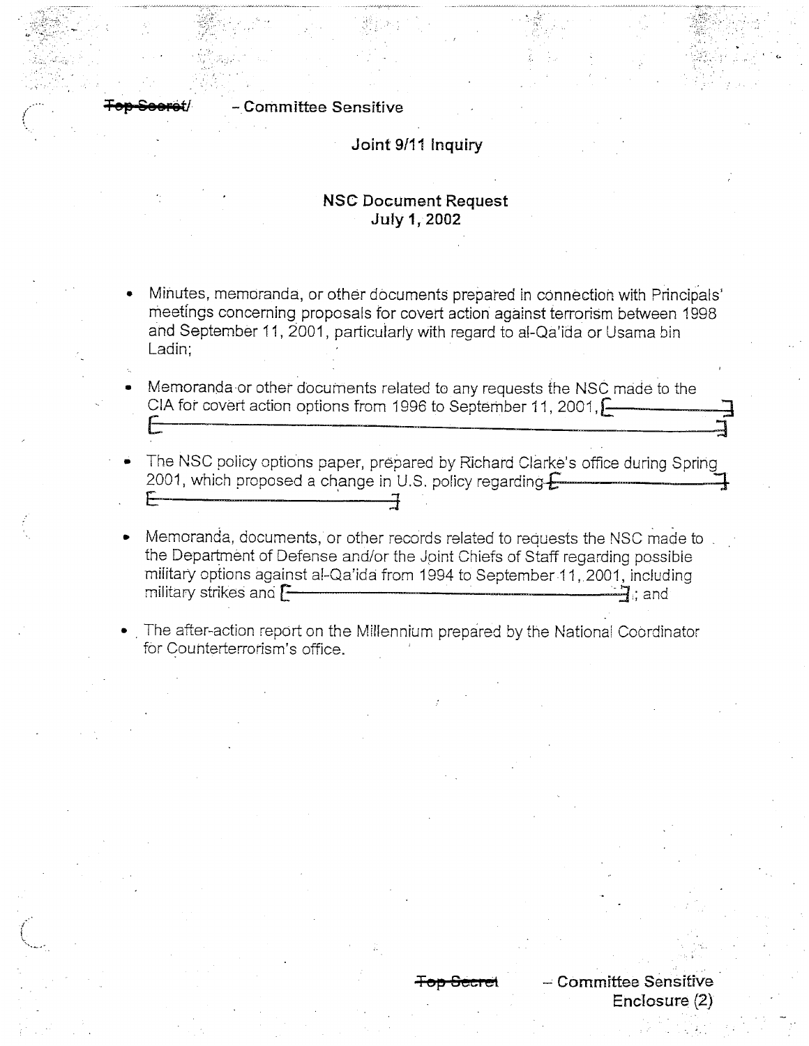~~Top Secret~~/ – Committee Sensitive

## Joint 9/11 Inquiry

### NSC Document Request
### July 1, 2002

- Minutes, memoranda, or other documents prepared in connection with Principals' meetings concerning proposals for covert action against terrorism between 1998 and September 11, 2001, particularly with regard to al-Qa'ida or Usama bin Ladin;

- Memoranda or other documents related to any requests the NSC made to the CIA for covert action options from 1996 to September 11, 2001, [ ] [ ]

- The NSC policy options paper, prepared by Richard Clarke's office during Spring 2001, which proposed a change in U.S. policy regarding [ ] [ ]

- Memoranda, documents, or other records related to requests the NSC made to the Department of Defense and/or the Joint Chiefs of Staff regarding possible military options against al-Qa'ida from 1994 to September 11, 2001, including military strikes and [ ]; and

- The after-action report on the Millennium prepared by the National Coordinator for Counterterrorism's office.

~~Top Secret~~ – Committee Sensitive
Enclosure (2)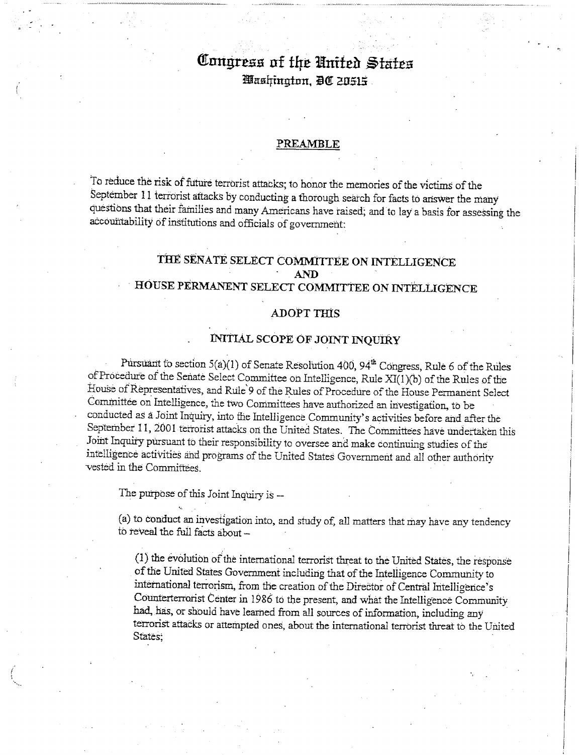# Congress of the United States
Washington, DC 20515

## PREAMBLE

To reduce the risk of future terrorist attacks; to honor the memories of the victims of the September 11 terrorist attacks by conducting a thorough search for facts to answer the many questions that their families and many Americans have raised; and to lay a basis for assessing the accountability of institutions and officials of government:

## THE SENATE SELECT COMMITTEE ON INTELLIGENCE
## AND
## HOUSE PERMANENT SELECT COMMITTEE ON INTELLIGENCE

### ADOPT THIS

## INITIAL SCOPE OF JOINT INQUIRY

Pursuant to section 5(a)(1) of Senate Resolution 400, 94th Congress, Rule 6 of the Rules of Procedure of the Senate Select Committee on Intelligence, Rule XI(1)(b) of the Rules of the House of Representatives, and Rule 9 of the Rules of Procedure of the House Permanent Select Committee on Intelligence, the two Committees have authorized an investigation, to be conducted as a Joint Inquiry, into the Intelligence Community's activities before and after the September 11, 2001 terrorist attacks on the United States. The Committees have undertaken this Joint Inquiry pursuant to their responsibility to oversee and make continuing studies of the intelligence activities and programs of the United States Government and all other authority vested in the Committees.

The purpose of this Joint Inquiry is –

(a) to conduct an investigation into, and study of, all matters that may have any tendency to reveal the full facts about –

(1) the evolution of the international terrorist threat to the United States, the response of the United States Government including that of the Intelligence Community to international terrorism, from the creation of the Director of Central Intelligence's Counterterrorist Center in 1986 to the present, and what the Intelligence Community had, has, or should have learned from all sources of information, including any terrorist attacks or attempted ones, about the international terrorist threat to the United States;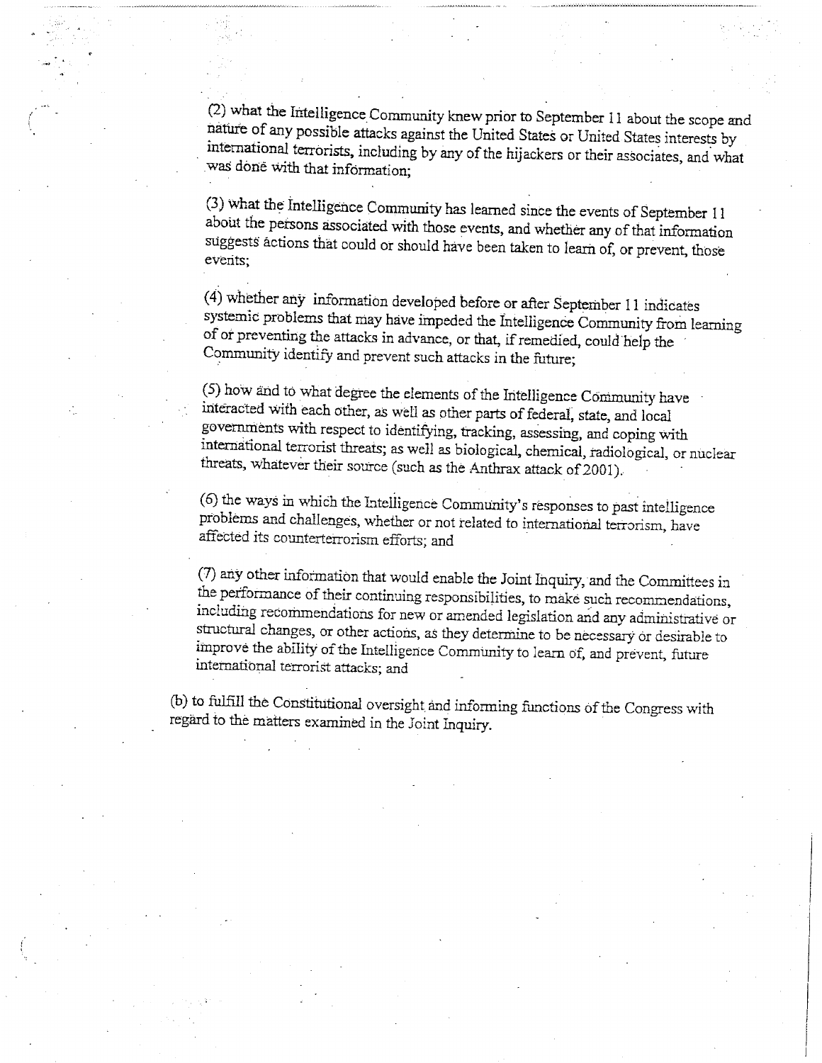(2) what the Intelligence Community knew prior to September 11 about the scope and nature of any possible attacks against the United States or United States interests by international terrorists, including by any of the hijackers or their associates, and what was done with that information;

(3) what the Intelligence Community has learned since the events of September 11 about the persons associated with those events, and whether any of that information suggests actions that could or should have been taken to learn of, or prevent, those events;

(4) whether any information developed before or after September 11 indicates systemic problems that may have impeded the Intelligence Community from learning of or preventing the attacks in advance, or that, if remedied, could help the Community identify and prevent such attacks in the future;

(5) how and to what degree the elements of the Intelligence Community have interacted with each other, as well as other parts of federal, state, and local governments with respect to identifying, tracking, assessing, and coping with international terrorist threats; as well as biological, chemical, radiological, or nuclear threats, whatever their source (such as the Anthrax attack of 2001).

(6) the ways in which the Intelligence Community's responses to past intelligence problems and challenges, whether or not related to international terrorism, have affected its counterterrorism efforts; and

(7) any other information that would enable the Joint Inquiry, and the Committees in the performance of their continuing responsibilities, to make such recommendations, including recommendations for new or amended legislation and any administrative or structural changes, or other actions, as they determine to be necessary or desirable to improve the ability of the Intelligence Community to learn of, and prevent, future international terrorist attacks; and

(b) to fulfill the Constitutional oversight and informing functions of the Congress with regard to the matters examined in the Joint Inquiry.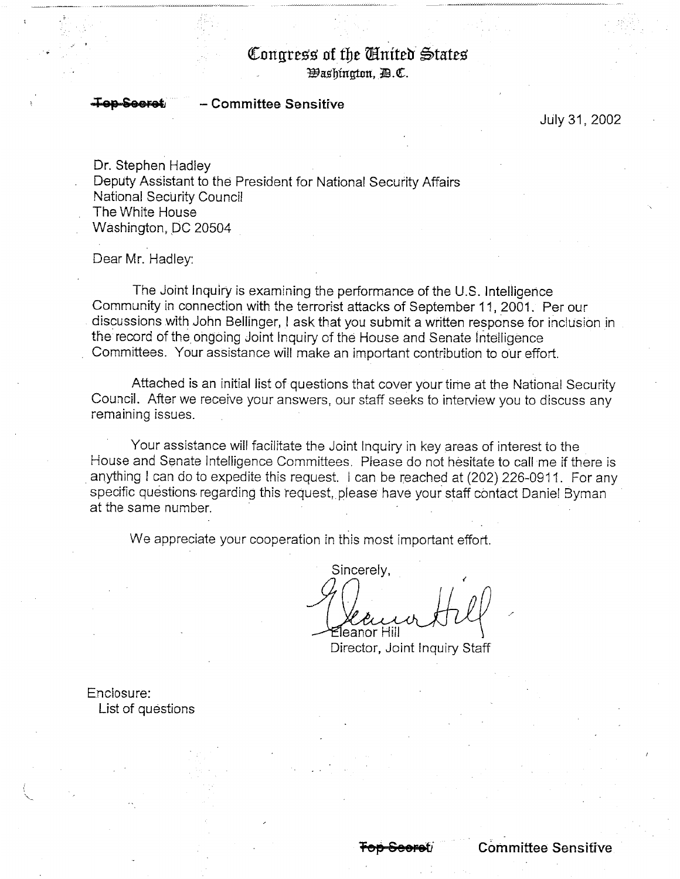# Congress of the United States
Washington, D.C.

~~Top Secret~~ – **Committee Sensitive**

July 31, 2002

Dr. Stephen Hadley
Deputy Assistant to the President for National Security Affairs
National Security Council
The White House
Washington, DC 20504

Dear Mr. Hadley:

The Joint Inquiry is examining the performance of the U.S. Intelligence Community in connection with the terrorist attacks of September 11, 2001. Per our discussions with John Bellinger, I ask that you submit a written response for inclusion in the record of the ongoing Joint Inquiry of the House and Senate Intelligence Committees. Your assistance will make an important contribution to our effort.

Attached is an initial list of questions that cover your time at the National Security Council. After we receive your answers, our staff seeks to interview you to discuss any remaining issues.

Your assistance will facilitate the Joint Inquiry in key areas of interest to the House and Senate Intelligence Committees. Please do not hesitate to call me if there is anything I can do to expedite this request. I can be reached at (202) 226-0911. For any specific questions regarding this request, please have your staff contact Daniel Byman at the same number.

We appreciate your cooperation in this most important effort.

Sincerely,

Eleanor Hill
Director, Joint Inquiry Staff

Enclosure:
List of questions

~~Top Secret~~ Committee Sensitive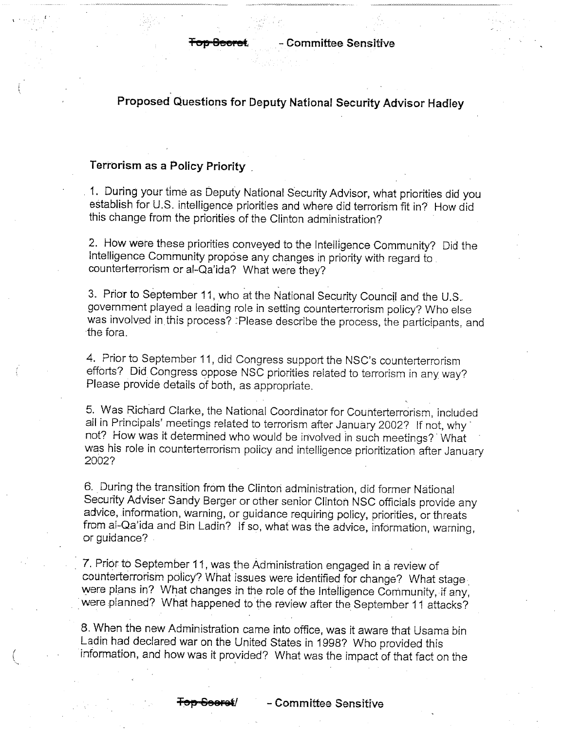## Proposed Questions for Deputy National Security Advisor Hadley

### Terrorism as a Policy Priority

1. During your time as Deputy National Security Advisor, what priorities did you establish for U.S. intelligence priorities and where did terrorism fit in? How did this change from the priorities of the Clinton administration?

2. How were these priorities conveyed to the Intelligence Community? Did the Intelligence Community propose any changes in priority with regard to counterterrorism or al-Qa'ida? What were they?

3. Prior to September 11, who at the National Security Council and the U.S. government played a leading role in setting counterterrorism policy? Who else was involved in this process? Please describe the process, the participants, and the fora.

4. Prior to September 11, did Congress support the NSC's counterterrorism efforts? Did Congress oppose NSC priorities related to terrorism in any way? Please provide details of both, as appropriate.

5. Was Richard Clarke, the National Coordinator for Counterterrorism, included all in Principals' meetings related to terrorism after January 2002? If not, why not? How was it determined who would be involved in such meetings? What was his role in counterterrorism policy and intelligence prioritization after January 2002?

6. During the transition from the Clinton administration, did former National Security Adviser Sandy Berger or other senior Clinton NSC officials provide any advice, information, warning, or guidance requiring policy, priorities, or threats from al-Qa'ida and Bin Ladin? If so, what was the advice, information, warning, or guidance?

7. Prior to September 11, was the Administration engaged in a review of counterterrorism policy? What issues were identified for change? What stage were plans in? What changes in the role of the Intelligence Community, if any, were planned? What happened to the review after the September 11 attacks?

8. When the new Administration came into office, was it aware that Usama bin Ladin had declared war on the United States in 1998? Who provided this information, and how was it provided? What was the impact of that fact on the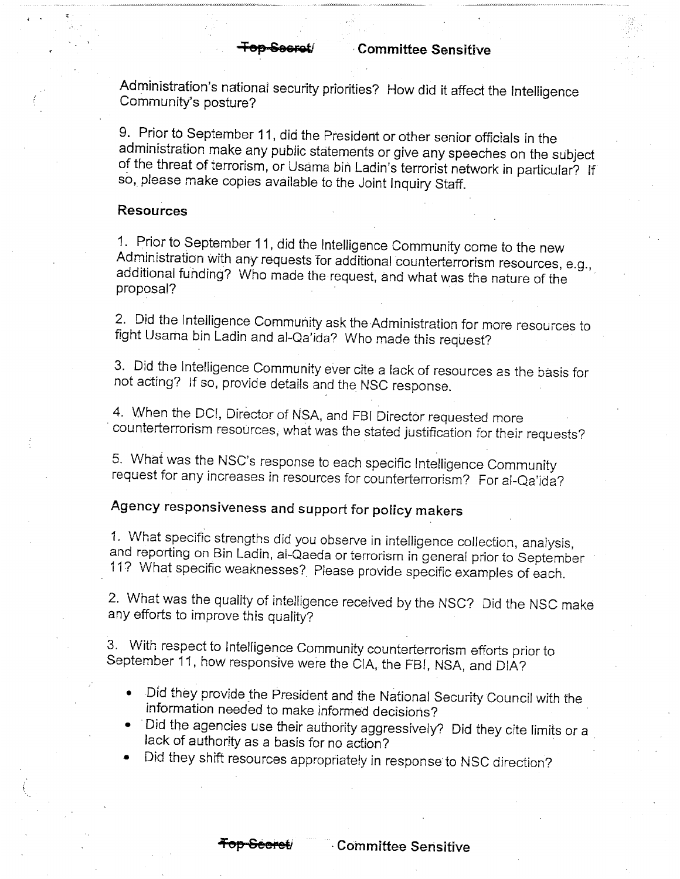Administration's national security priorities? How did it affect the Intelligence Community's posture?

9. Prior to September 11, did the President or other senior officials in the administration make any public statements or give any speeches on the subject of the threat of terrorism, or Usama bin Ladin's terrorist network in particular? If so, please make copies available to the Joint Inquiry Staff.

### Resources

1. Prior to September 11, did the Intelligence Community come to the new Administration with any requests for additional counterterrorism resources, e.g., additional funding? Who made the request, and what was the nature of the proposal?

2. Did the Intelligence Community ask the Administration for more resources to fight Usama bin Ladin and al-Qa'ida? Who made this request?

3. Did the Intelligence Community ever cite a lack of resources as the basis for not acting? If so, provide details and the NSC response.

4. When the DCI, Director of NSA, and FBI Director requested more counterterrorism resources, what was the stated justification for their requests?

5. What was the NSC's response to each specific Intelligence Community request for any increases in resources for counterterrorism? For al-Qa'ida?

### Agency responsiveness and support for policy makers

1. What specific strengths did you observe in intelligence collection, analysis, and reporting on Bin Ladin, al-Qaeda or terrorism in general prior to September 11? What specific weaknesses? Please provide specific examples of each.

2. What was the quality of intelligence received by the NSC? Did the NSC make any efforts to improve this quality?

3. With respect to Intelligence Community counterterrorism efforts prior to September 11, how responsive were the CIA, the FBI, NSA, and DIA?

- Did they provide the President and the National Security Council with the information needed to make informed decisions?
- Did the agencies use their authority aggressively? Did they cite limits or a lack of authority as a basis for no action?
- Did they shift resources appropriately in response to NSC direction?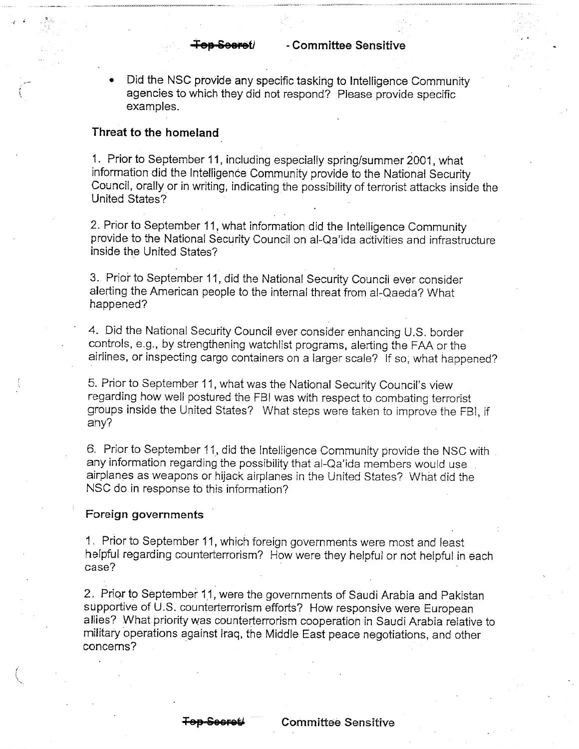- Did the NSC provide any specific tasking to Intelligence Community agencies to which they did not respond? Please provide specific examples.

**Threat to the homeland**

1. Prior to September 11, including especially spring/summer 2001, what information did the Intelligence Community provide to the National Security Council, orally or in writing, indicating the possibility of terrorist attacks inside the United States?

2. Prior to September 11, what information did the Intelligence Community provide to the National Security Council on al-Qa'ida activities and infrastructure inside the United States?

3. Prior to September 11, did the National Security Council ever consider alerting the American people to the internal threat from al-Qaeda? What happened?

4. Did the National Security Council ever consider enhancing U.S. border controls, e.g., by strengthening watchlist programs, alerting the FAA or the airlines, or inspecting cargo containers on a larger scale? If so, what happened?

5. Prior to September 11, what was the National Security Council's view regarding how well postured the FBI was with respect to combating terrorist groups inside the United States? What steps were taken to improve the FBI, if any?

6. Prior to September 11, did the Intelligence Community provide the NSC with any information regarding the possibility that al-Qa'ida members would use airplanes as weapons or hijack airplanes in the United States? What did the NSC do in response to this information?

**Foreign governments**

1. Prior to September 11, which foreign governments were most and least helpful regarding counterterrorism? How were they helpful or not helpful in each case?

2. Prior to September 11, were the governments of Saudi Arabia and Pakistan supportive of U.S. counterterrorism efforts? How responsive were European allies? What priority was counterterrorism cooperation in Saudi Arabia relative to military operations against Iraq, the Middle East peace negotiations, and other concerns?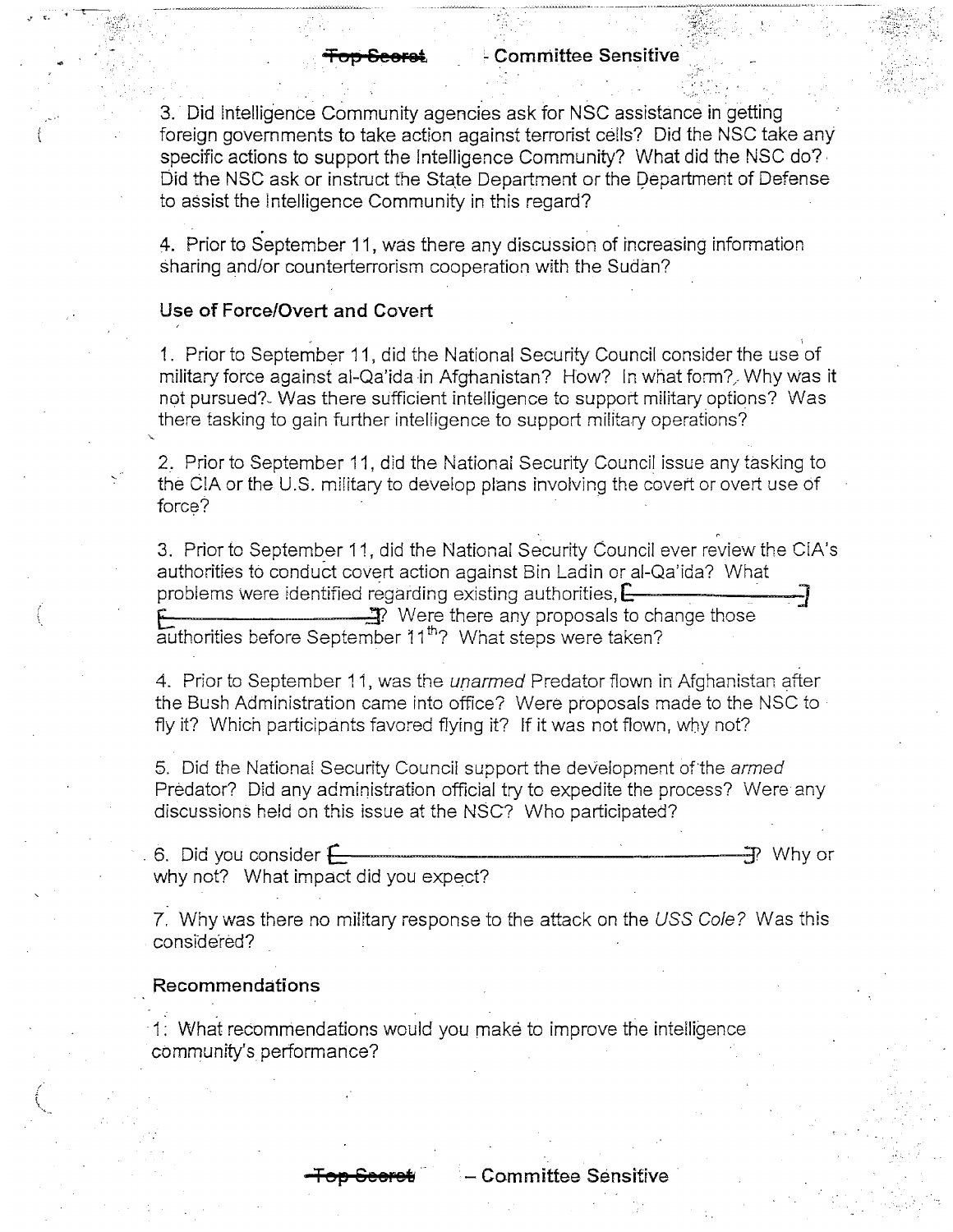3. Did Intelligence Community agencies ask for NSC assistance in getting foreign governments to take action against terrorist cells? Did the NSC take any specific actions to support the Intelligence Community? What did the NSC do? Did the NSC ask or instruct the State Department or the Department of Defense to assist the Intelligence Community in this regard?

4. Prior to September 11, was there any discussion of increasing information sharing and/or counterterrorism cooperation with the Sudan?

### Use of Force/Overt and Covert

1. Prior to September 11, did the National Security Council consider the use of military force against al-Qa'ida in Afghanistan? How? In what form? Why was it not pursued? Was there sufficient intelligence to support military options? Was there tasking to gain further intelligence to support military operations?

2. Prior to September 11, did the National Security Council issue any tasking to the CIA or the U.S. military to develop plans involving the covert or overt use of force?

3. Prior to September 11, did the National Security Council ever review the CIA's authorities to conduct covert action against Bin Ladin or al-Qa'ida? What problems were identified regarding existing authorities, [ ] [ ]? Were there any proposals to change those authorities before September 11th? What steps were taken?

4. Prior to September 11, was the *unarmed* Predator flown in Afghanistan after the Bush Administration came into office? Were proposals made to the NSC to fly it? Which participants favored flying it? If it was not flown, why not?

5. Did the National Security Council support the development of the *armed* Predator? Did any administration official try to expedite the process? Were any discussions held on this issue at the NSC? Who participated?

6. Did you consider [ ]? Why or why not? What impact did you expect?

7. Why was there no military response to the attack on the *USS Cole*? Was this considered?

### Recommendations

1. What recommendations would you make to improve the intelligence community's performance?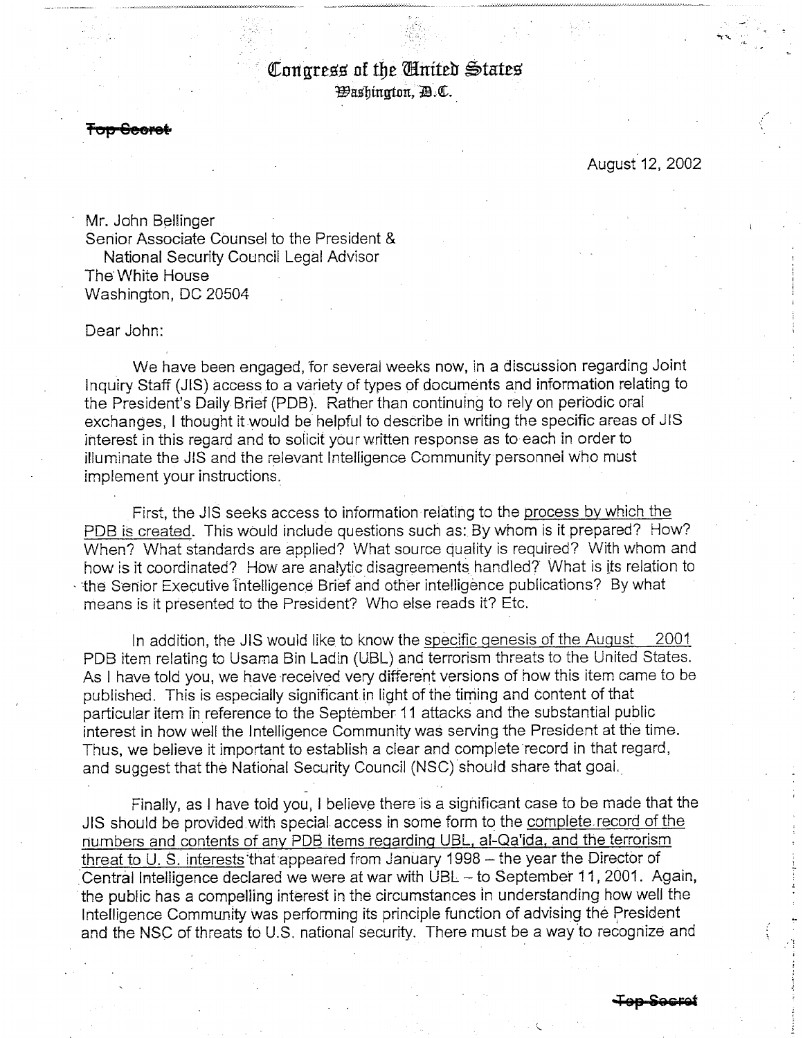# Congress of the United States
Washington, D.C.

~~Top Secret~~

August 12, 2002

Mr. John Bellinger
Senior Associate Counsel to the President &
National Security Council Legal Advisor
The White House
Washington, DC 20504

Dear John:

We have been engaged, for several weeks now, in a discussion regarding Joint Inquiry Staff (JIS) access to a variety of types of documents and information relating to the President's Daily Brief (PDB). Rather than continuing to rely on periodic oral exchanges, I thought it would be helpful to describe in writing the specific areas of JIS interest in this regard and to solicit your written response as to each in order to illuminate the JIS and the relevant Intelligence Community personnel who must implement your instructions.

First, the JIS seeks access to information relating to the process by which the PDB is created. This would include questions such as: By whom is it prepared? How? When? What standards are applied? What source quality is required? With whom and how is it coordinated? How are analytic disagreements handled? What is its relation to the Senior Executive Intelligence Brief and other intelligence publications? By what means is it presented to the President? Who else reads it? Etc.

In addition, the JIS would like to know the specific genesis of the August 2001 PDB item relating to Usama Bin Ladin (UBL) and terrorism threats to the United States. As I have told you, we have received very different versions of how this item came to be published. This is especially significant in light of the timing and content of that particular item in reference to the September 11 attacks and the substantial public interest in how well the Intelligence Community was serving the President at the time. Thus, we believe it important to establish a clear and complete record in that regard, and suggest that the National Security Council (NSC) should share that goal.

Finally, as I have told you, I believe there is a significant case to be made that the JIS should be provided with special access in some form to the complete record of the numbers and contents of any PDB items regarding UBL, al-Qa'ida, and the terrorism threat to U. S. interests that appeared from January 1998 – the year the Director of Central Intelligence declared we were at war with UBL – to September 11, 2001. Again, the public has a compelling interest in the circumstances in understanding how well the Intelligence Community was performing its principle function of advising the President and the NSC of threats to U.S. national security. There must be a way to recognize and

~~Top Secret~~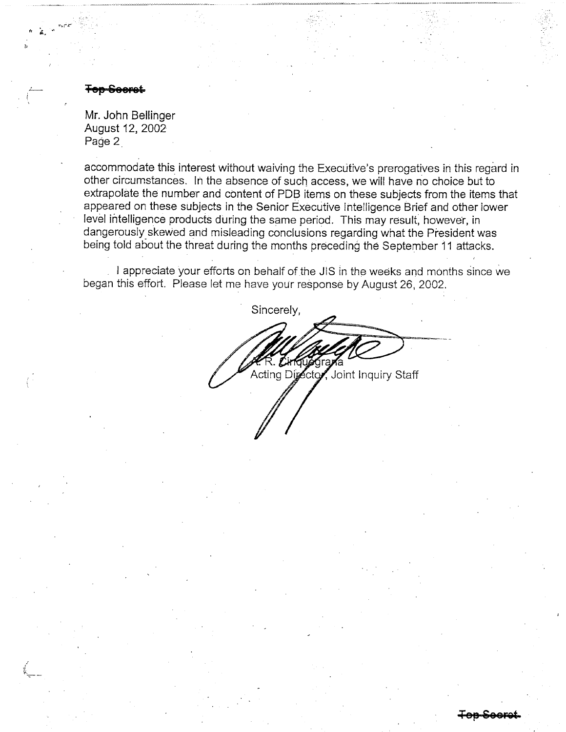~~Top Secret~~

Mr. John Bellinger
August 12, 2002
Page 2

accommodate this interest without waiving the Executive's prerogatives in this regard in other circumstances. In the absence of such access, we will have no choice but to extrapolate the number and content of PDB items on these subjects from the items that appeared on these subjects in the Senior Executive Intelligence Brief and other lower level intelligence products during the same period. This may result, however, in dangerously skewed and misleading conclusions regarding what the President was being told about the threat during the months preceding the September 11 attacks.

I appreciate your efforts on behalf of the JIS in the weeks and months since we began this effort. Please let me have your response by August 26, 2002.

Sincerely,

A. R. Cinquegrana
Acting Director, Joint Inquiry Staff

~~Top Secret~~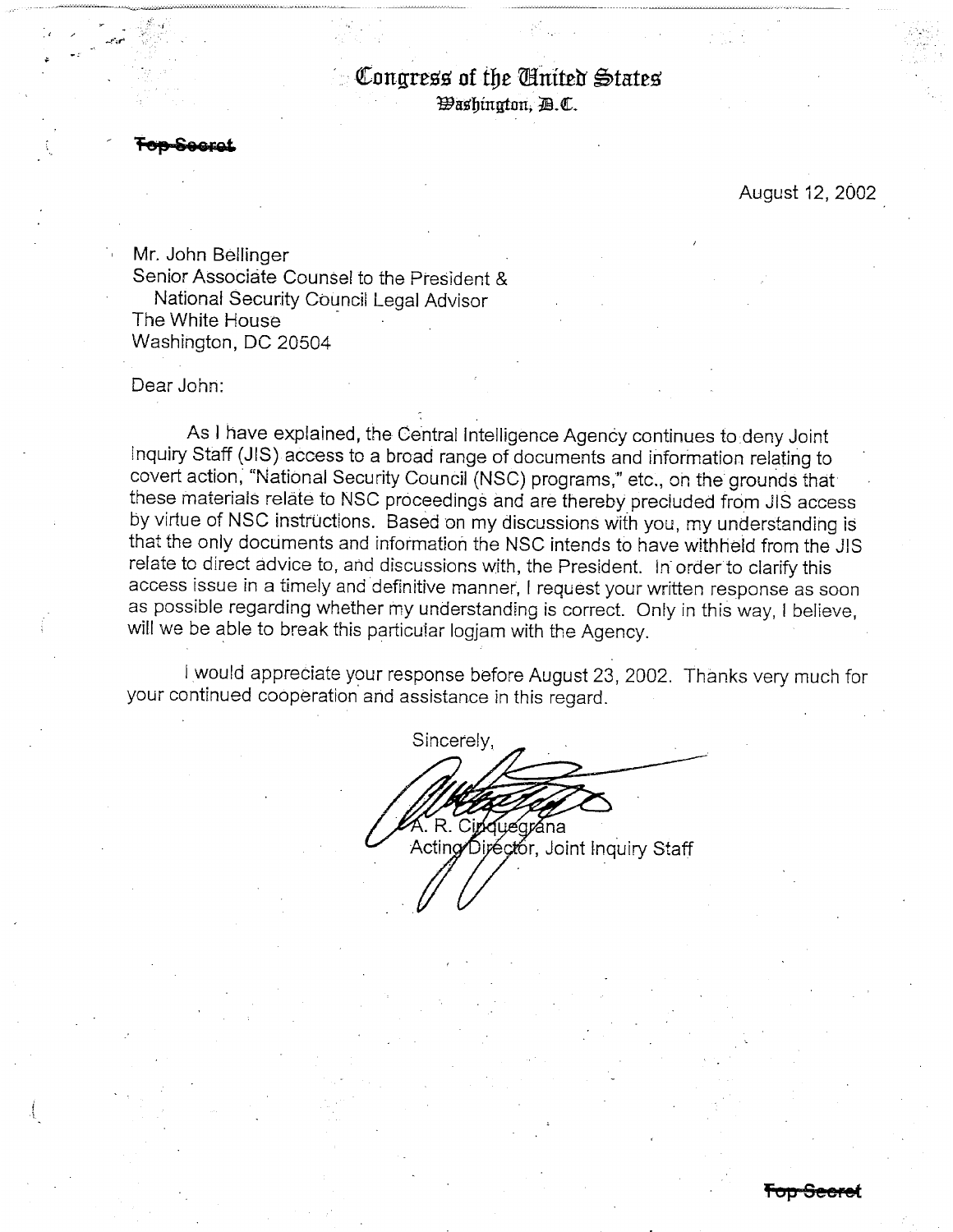Congress of the United States
Washington, D.C.

~~Top Secret~~

August 12, 2002

Mr. John Bellinger
Senior Associate Counsel to the President &
National Security Council Legal Advisor
The White House
Washington, DC 20504

Dear John:

As I have explained, the Central Intelligence Agency continues to deny Joint Inquiry Staff (JIS) access to a broad range of documents and information relating to covert action, "National Security Council (NSC) programs," etc., on the grounds that these materials relate to NSC proceedings and are thereby precluded from JIS access by virtue of NSC instructions. Based on my discussions with you, my understanding is that the only documents and information the NSC intends to have withheld from the JIS relate to direct advice to, and discussions with, the President. In order to clarify this access issue in a timely and definitive manner, I request your written response as soon as possible regarding whether my understanding is correct. Only in this way, I believe, will we be able to break this particular logjam with the Agency.

I would appreciate your response before August 23, 2002. Thanks very much for your continued cooperation and assistance in this regard.

Sincerely,

A. R. Cinquegrana
Acting Director, Joint Inquiry Staff

~~Top Secret~~